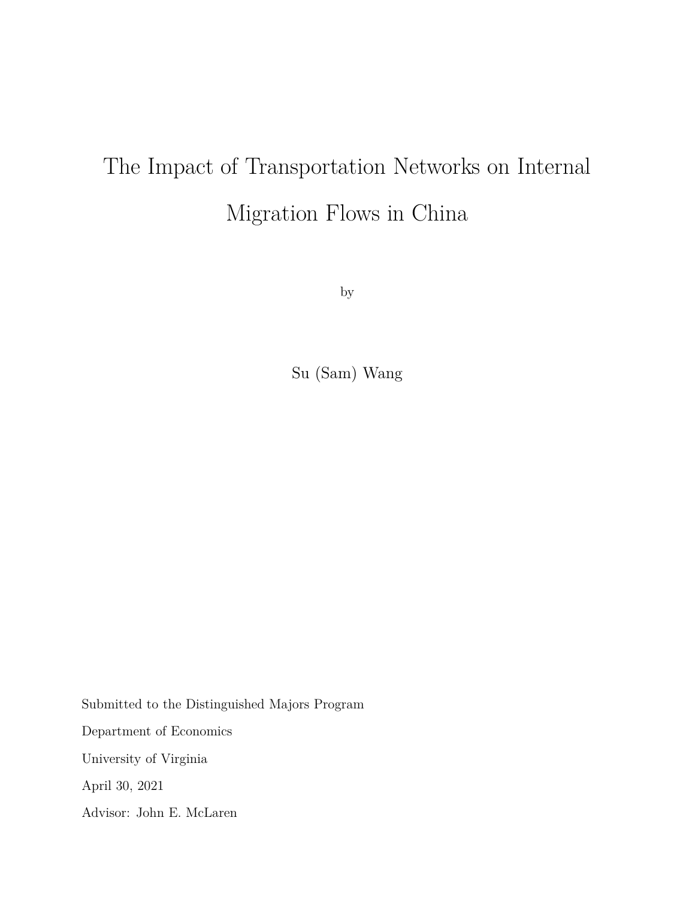# The Impact of Transportation Networks on Internal Migration Flows in China

by

Su (Sam) Wang

Submitted to the Distinguished Majors Program

Department of Economics

University of Virginia

April 30, 2021

Advisor: John E. McLaren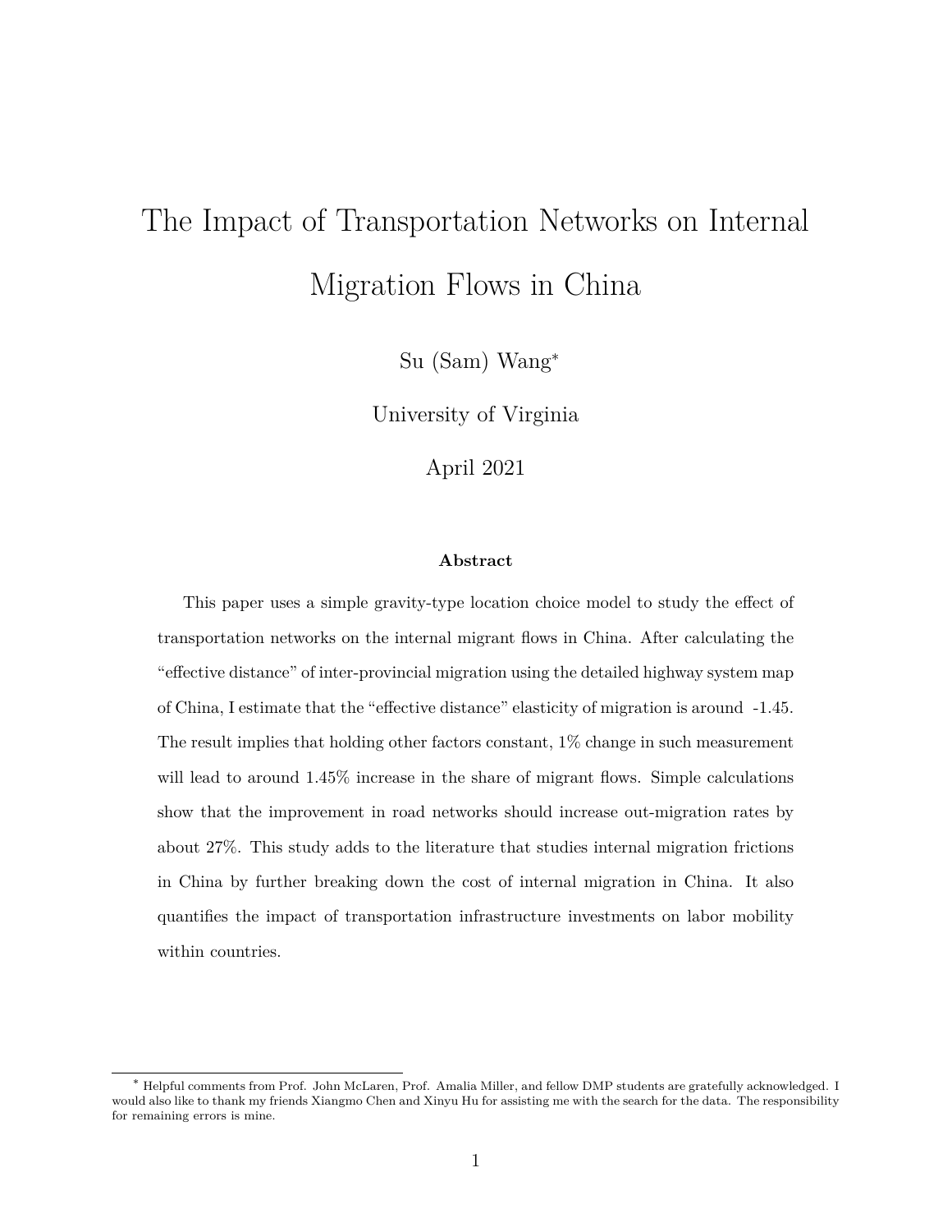# The Impact of Transportation Networks on Internal Migration Flows in China

Su (Sam) Wang*

University of Virginia

April 2021

**Abstract**

This paper uses a simple gravity-type location choice model to study the effect of transportation networks on the internal migrant flows in China. After calculating the "effective distance" of inter-provincial migration using the detailed highway system map of China, I estimate that the "effective distance" elasticity of migration is around -1.45. The result implies that holding other factors constant, 1% change in such measurement will lead to around 1.45% increase in the share of migrant flows. Simple calculations show that the improvement in road networks should increase out-migration rates by about 27%. This study adds to the literature that studies internal migration frictions in China by further breaking down the cost of internal migration in China. It also quantifies the impact of transportation infrastructure investments on labor mobility within countries.

---

* Helpful comments from Prof. John McLaren, Prof. Amalia Miller, and fellow DMP students are gratefully acknowledged. I would also like to thank my friends Xiangmo Chen and Xinyu Hu for assisting me with the search for the data. The responsibility for remaining errors is mine.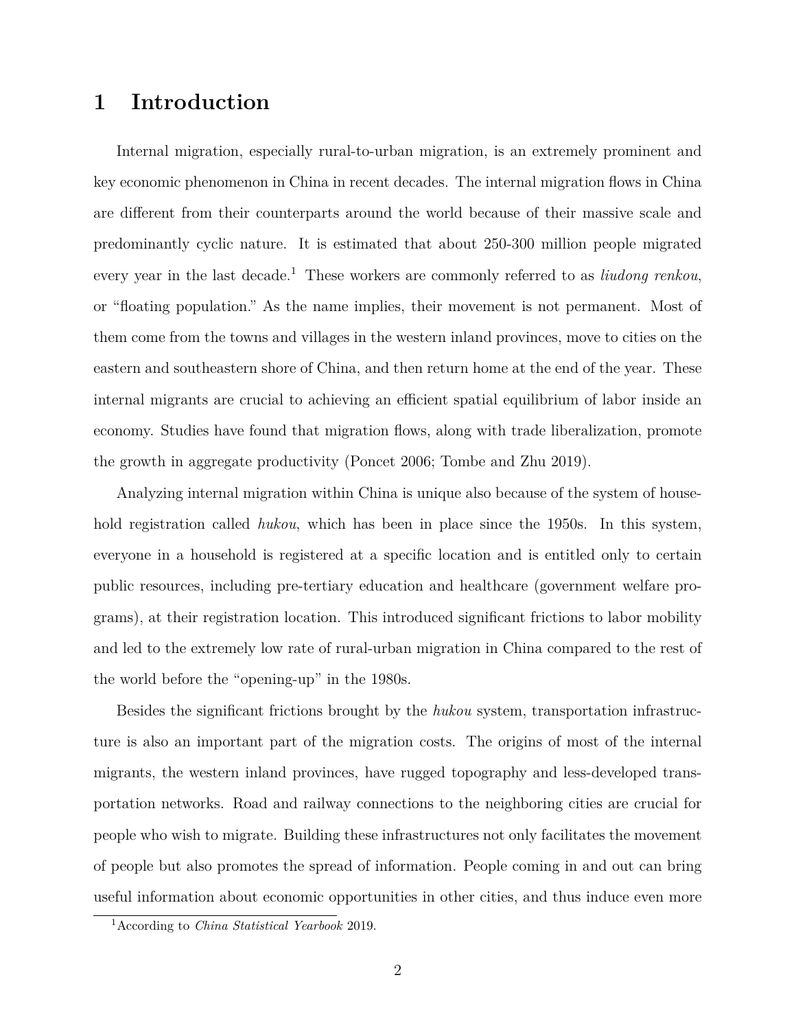# 1 Introduction

Internal migration, especially rural-to-urban migration, is an extremely prominent and key economic phenomenon in China in recent decades. The internal migration flows in China are different from their counterparts around the world because of their massive scale and predominantly cyclic nature. It is estimated that about 250-300 million people migrated every year in the last decade.[1] These workers are commonly referred to as *liudong renkou*, or "floating population." As the name implies, their movement is not permanent. Most of them come from the towns and villages in the western inland provinces, move to cities on the eastern and southeastern shore of China, and then return home at the end of the year. These internal migrants are crucial to achieving an efficient spatial equilibrium of labor inside an economy. Studies have found that migration flows, along with trade liberalization, promote the growth in aggregate productivity (Poncet 2006; Tombe and Zhu 2019).

Analyzing internal migration within China is unique also because of the system of household registration called *hukou*, which has been in place since the 1950s. In this system, everyone in a household is registered at a specific location and is entitled only to certain public resources, including pre-tertiary education and healthcare (government welfare programs), at their registration location. This introduced significant frictions to labor mobility and led to the extremely low rate of rural-urban migration in China compared to the rest of the world before the "opening-up" in the 1980s.

Besides the significant frictions brought by the *hukou* system, transportation infrastructure is also an important part of the migration costs. The origins of most of the internal migrants, the western inland provinces, have rugged topography and less-developed transportation networks. Road and railway connections to the neighboring cities are crucial for people who wish to migrate. Building these infrastructures not only facilitates the movement of people but also promotes the spread of information. People coming in and out can bring useful information about economic opportunities in other cities, and thus induce even more

[1] According to *China Statistical Yearbook* 2019.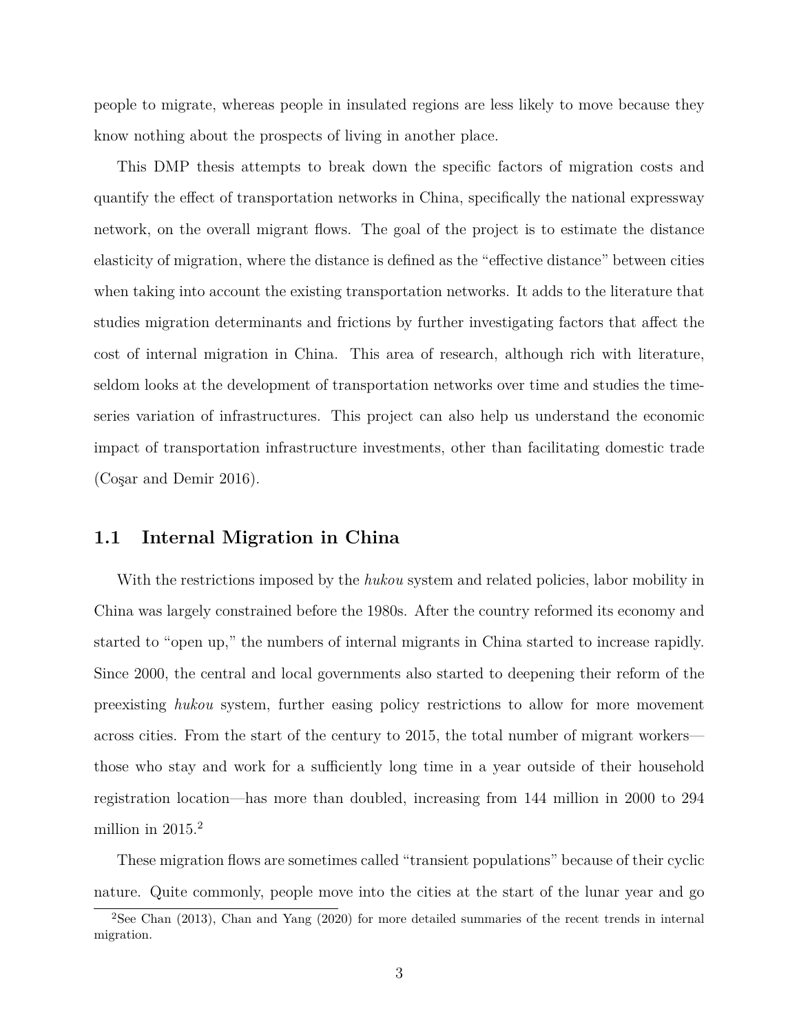people to migrate, whereas people in insulated regions are less likely to move because they know nothing about the prospects of living in another place.

This DMP thesis attempts to break down the specific factors of migration costs and quantify the effect of transportation networks in China, specifically the national expressway network, on the overall migrant flows. The goal of the project is to estimate the distance elasticity of migration, where the distance is defined as the "effective distance" between cities when taking into account the existing transportation networks. It adds to the literature that studies migration determinants and frictions by further investigating factors that affect the cost of internal migration in China. This area of research, although rich with literature, seldom looks at the development of transportation networks over time and studies the time-series variation of infrastructures. This project can also help us understand the economic impact of transportation infrastructure investments, other than facilitating domestic trade (Coşar and Demir 2016).

## 1.1 Internal Migration in China

With the restrictions imposed by the *hukou* system and related policies, labor mobility in China was largely constrained before the 1980s. After the country reformed its economy and started to "open up," the numbers of internal migrants in China started to increase rapidly. Since 2000, the central and local governments also started to deepening their reform of the preexisting *hukou* system, further easing policy restrictions to allow for more movement across cities. From the start of the century to 2015, the total number of migrant workers—those who stay and work for a sufficiently long time in a year outside of their household registration location—has more than doubled, increasing from 144 million in 2000 to 294 million in 2015.[2]

These migration flows are sometimes called "transient populations" because of their cyclic nature. Quite commonly, people move into the cities at the start of the lunar year and go

[2]See Chan (2013), Chan and Yang (2020) for more detailed summaries of the recent trends in internal migration.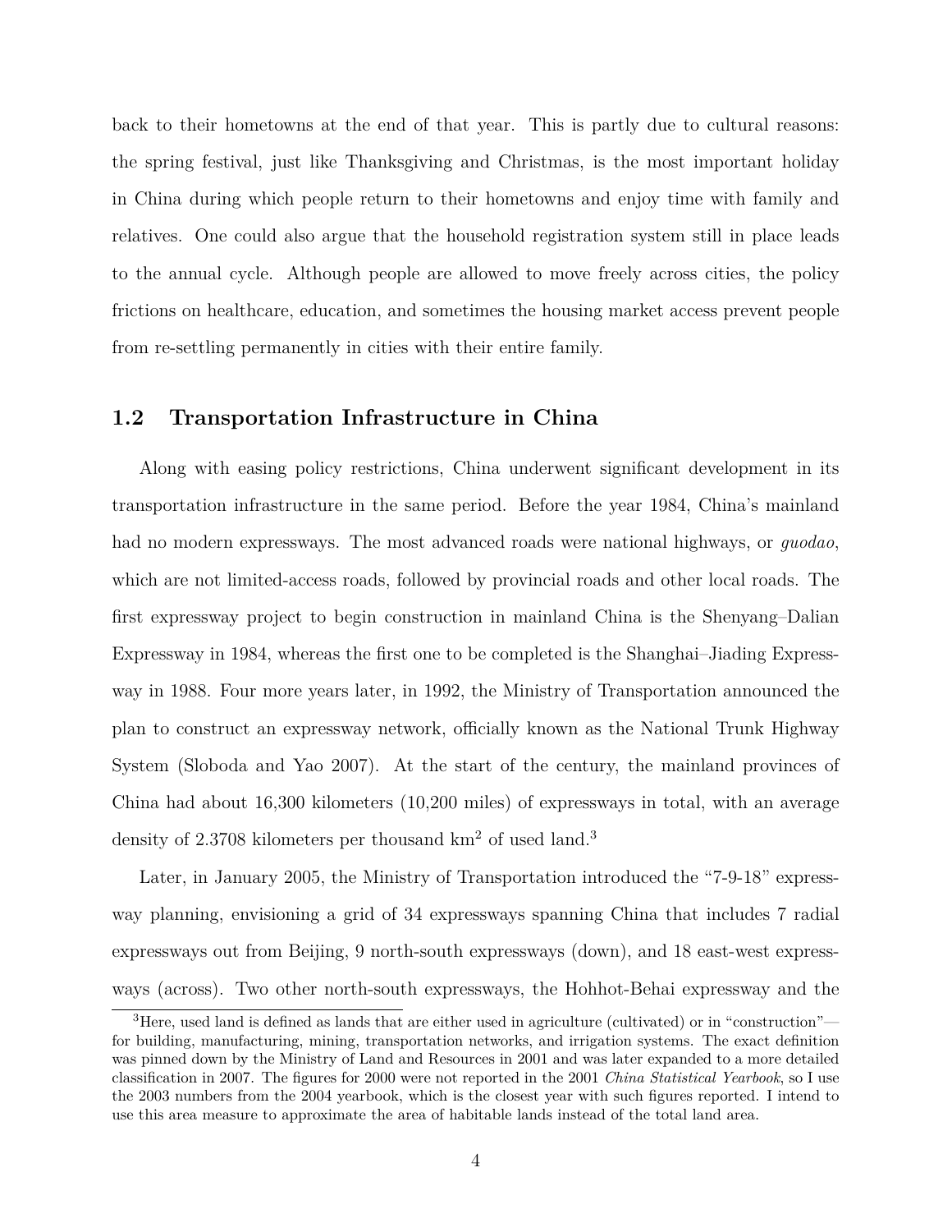back to their hometowns at the end of that year. This is partly due to cultural reasons: the spring festival, just like Thanksgiving and Christmas, is the most important holiday in China during which people return to their hometowns and enjoy time with family and relatives. One could also argue that the household registration system still in place leads to the annual cycle. Although people are allowed to move freely across cities, the policy frictions on healthcare, education, and sometimes the housing market access prevent people from re-settling permanently in cities with their entire family.

## 1.2 Transportation Infrastructure in China

Along with easing policy restrictions, China underwent significant development in its transportation infrastructure in the same period. Before the year 1984, China's mainland had no modern expressways. The most advanced roads were national highways, or *guodao*, which are not limited-access roads, followed by provincial roads and other local roads. The first expressway project to begin construction in mainland China is the Shenyang–Dalian Expressway in 1984, whereas the first one to be completed is the Shanghai–Jiading Expressway in 1988. Four more years later, in 1992, the Ministry of Transportation announced the plan to construct an expressway network, officially known as the National Trunk Highway System (Sloboda and Yao 2007). At the start of the century, the mainland provinces of China had about 16,300 kilometers (10,200 miles) of expressways in total, with an average density of 2.3708 kilometers per thousand km$^2$ of used land.[3]

Later, in January 2005, the Ministry of Transportation introduced the "7-9-18" expressway planning, envisioning a grid of 34 expressways spanning China that includes 7 radial expressways out from Beijing, 9 north-south expressways (down), and 18 east-west expressways (across). Two other north-south expressways, the Hohhot-Behai expressway and the

[3] Here, used land is defined as lands that are either used in agriculture (cultivated) or in "construction"—for building, manufacturing, mining, transportation networks, and irrigation systems. The exact definition was pinned down by the Ministry of Land and Resources in 2001 and was later expanded to a more detailed classification in 2007. The figures for 2000 were not reported in the 2001 *China Statistical Yearbook*, so I use the 2003 numbers from the 2004 yearbook, which is the closest year with such figures reported. I intend to use this area measure to approximate the area of habitable lands instead of the total land area.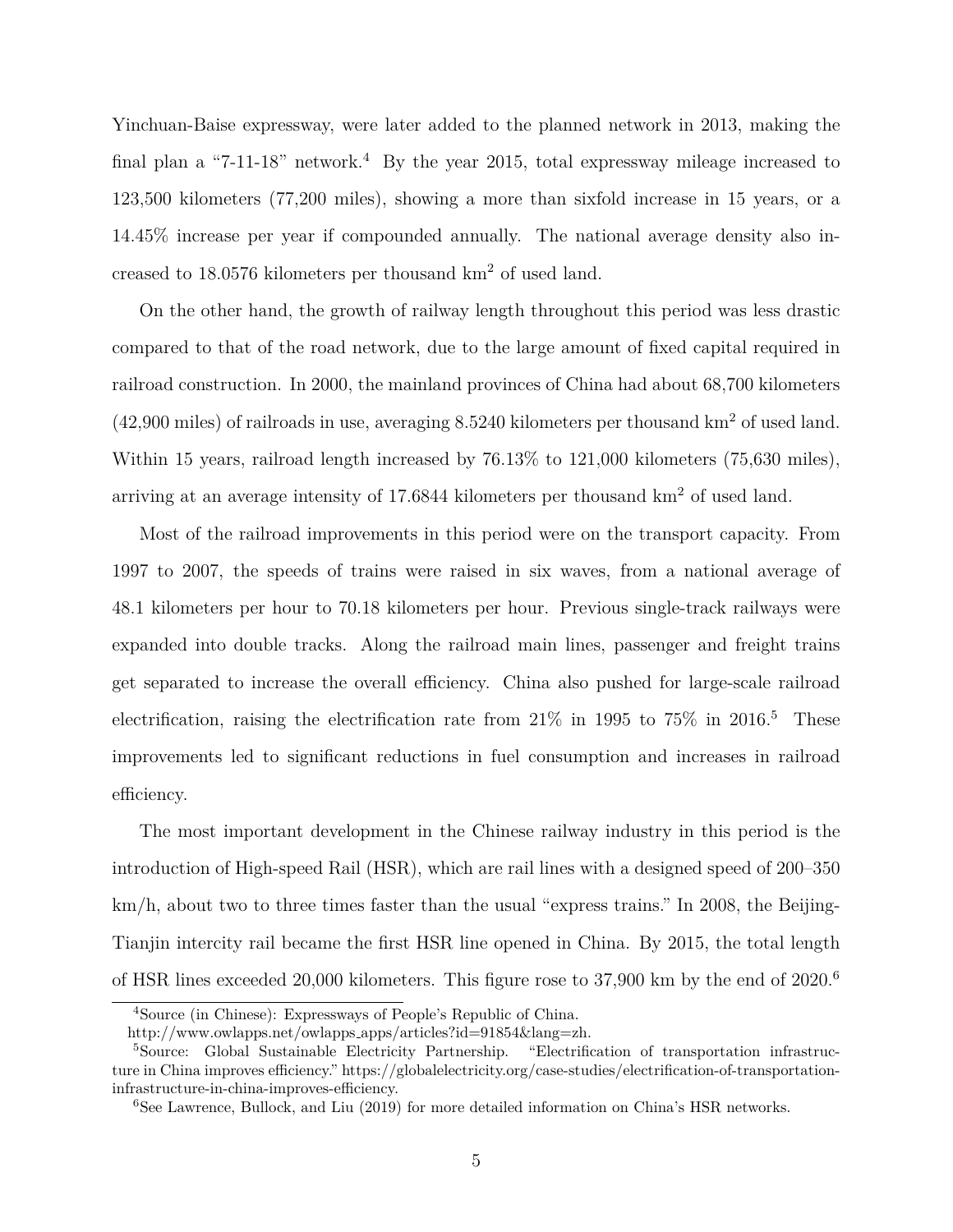Yinchuan-Baise expressway, were later added to the planned network in 2013, making the final plan a "7-11-18" network.[4] By the year 2015, total expressway mileage increased to 123,500 kilometers (77,200 miles), showing a more than sixfold increase in 15 years, or a 14.45% increase per year if compounded annually. The national average density also increased to 18.0576 kilometers per thousand km$^2$ of used land.

On the other hand, the growth of railway length throughout this period was less drastic compared to that of the road network, due to the large amount of fixed capital required in railroad construction. In 2000, the mainland provinces of China had about 68,700 kilometers (42,900 miles) of railroads in use, averaging 8.5240 kilometers per thousand km$^2$ of used land. Within 15 years, railroad length increased by 76.13% to 121,000 kilometers (75,630 miles), arriving at an average intensity of 17.6844 kilometers per thousand km$^2$ of used land.

Most of the railroad improvements in this period were on the transport capacity. From 1997 to 2007, the speeds of trains were raised in six waves, from a national average of 48.1 kilometers per hour to 70.18 kilometers per hour. Previous single-track railways were expanded into double tracks. Along the railroad main lines, passenger and freight trains get separated to increase the overall efficiency. China also pushed for large-scale railroad electrification, raising the electrification rate from 21% in 1995 to 75% in 2016.[5] These improvements led to significant reductions in fuel consumption and increases in railroad efficiency.

The most important development in the Chinese railway industry in this period is the introduction of High-speed Rail (HSR), which are rail lines with a designed speed of 200–350 km/h, about two to three times faster than the usual "express trains." In 2008, the Beijing-Tianjin intercity rail became the first HSR line opened in China. By 2015, the total length of HSR lines exceeded 20,000 kilometers. This figure rose to 37,900 km by the end of 2020.[6]

[4] Source (in Chinese): Expressways of People's Republic of China. http://www.owlapps.net/owlapps_apps/articles?id=91854&lang=zh.

[5] Source: Global Sustainable Electricity Partnership. "Electrification of transportation infrastructure in China improves efficiency." https://globalelectricity.org/case-studies/electrification-of-transportation-infrastructure-in-china-improves-efficiency.

[6] See Lawrence, Bullock, and Liu (2019) for more detailed information on China's HSR networks.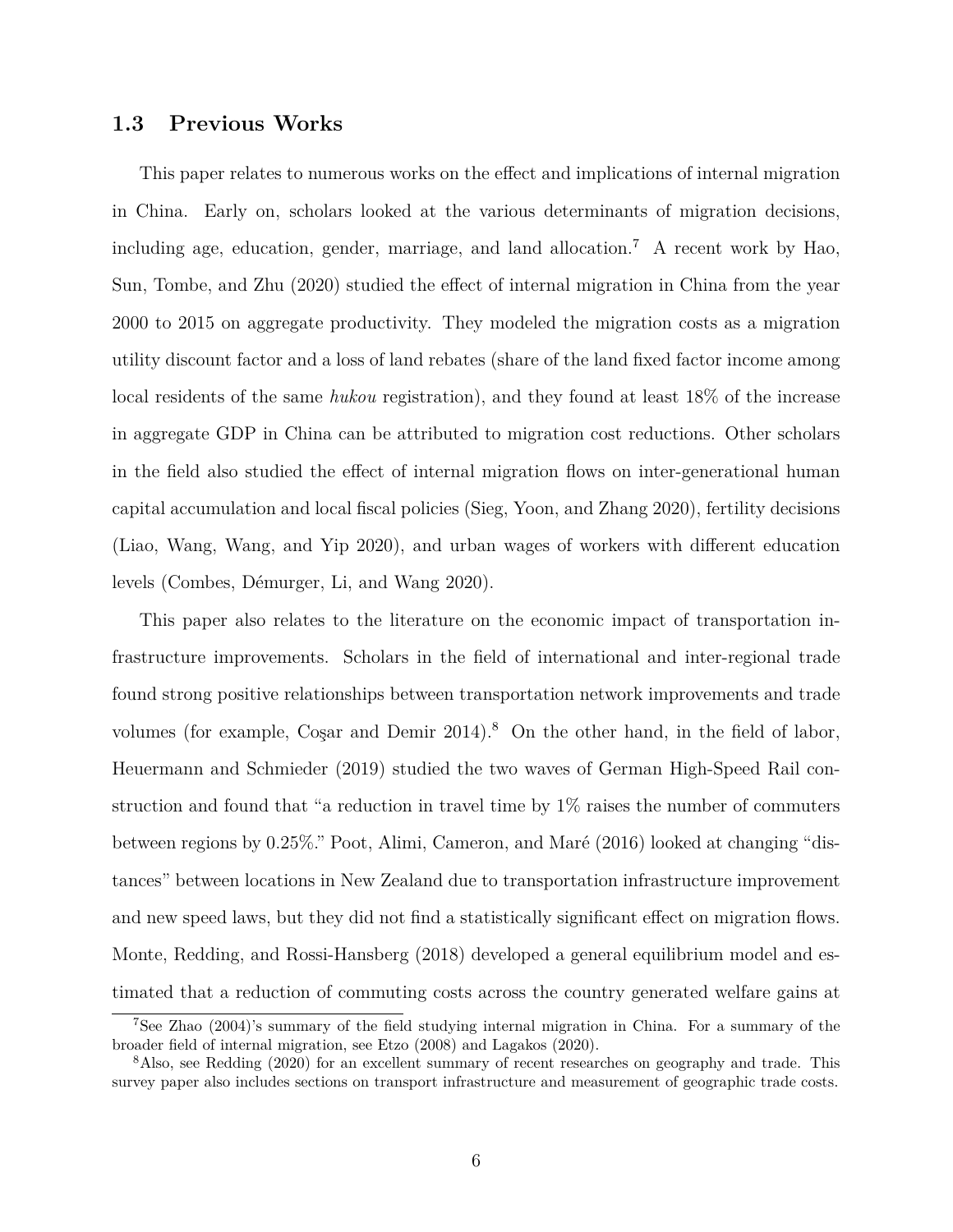## 1.3 Previous Works

This paper relates to numerous works on the effect and implications of internal migration in China. Early on, scholars looked at the various determinants of migration decisions, including age, education, gender, marriage, and land allocation.[7] A recent work by Hao, Sun, Tombe, and Zhu (2020) studied the effect of internal migration in China from the year 2000 to 2015 on aggregate productivity. They modeled the migration costs as a migration utility discount factor and a loss of land rebates (share of the land fixed factor income among local residents of the same *hukou* registration), and they found at least 18% of the increase in aggregate GDP in China can be attributed to migration cost reductions. Other scholars in the field also studied the effect of internal migration flows on inter-generational human capital accumulation and local fiscal policies (Sieg, Yoon, and Zhang 2020), fertility decisions (Liao, Wang, Wang, and Yip 2020), and urban wages of workers with different education levels (Combes, Démurger, Li, and Wang 2020).

This paper also relates to the literature on the economic impact of transportation infrastructure improvements. Scholars in the field of international and inter-regional trade found strong positive relationships between transportation network improvements and trade volumes (for example, Coşar and Demir 2014).[8] On the other hand, in the field of labor, Heuermann and Schmieder (2019) studied the two waves of German High-Speed Rail construction and found that "a reduction in travel time by 1% raises the number of commuters between regions by 0.25%." Poot, Alimi, Cameron, and Maré (2016) looked at changing "distances" between locations in New Zealand due to transportation infrastructure improvement and new speed laws, but they did not find a statistically significant effect on migration flows. Monte, Redding, and Rossi-Hansberg (2018) developed a general equilibrium model and estimated that a reduction of commuting costs across the country generated welfare gains at

[7] See Zhao (2004)'s summary of the field studying internal migration in China. For a summary of the broader field of internal migration, see Etzo (2008) and Lagakos (2020).

[8] Also, see Redding (2020) for an excellent summary of recent researches on geography and trade. This survey paper also includes sections on transport infrastructure and measurement of geographic trade costs.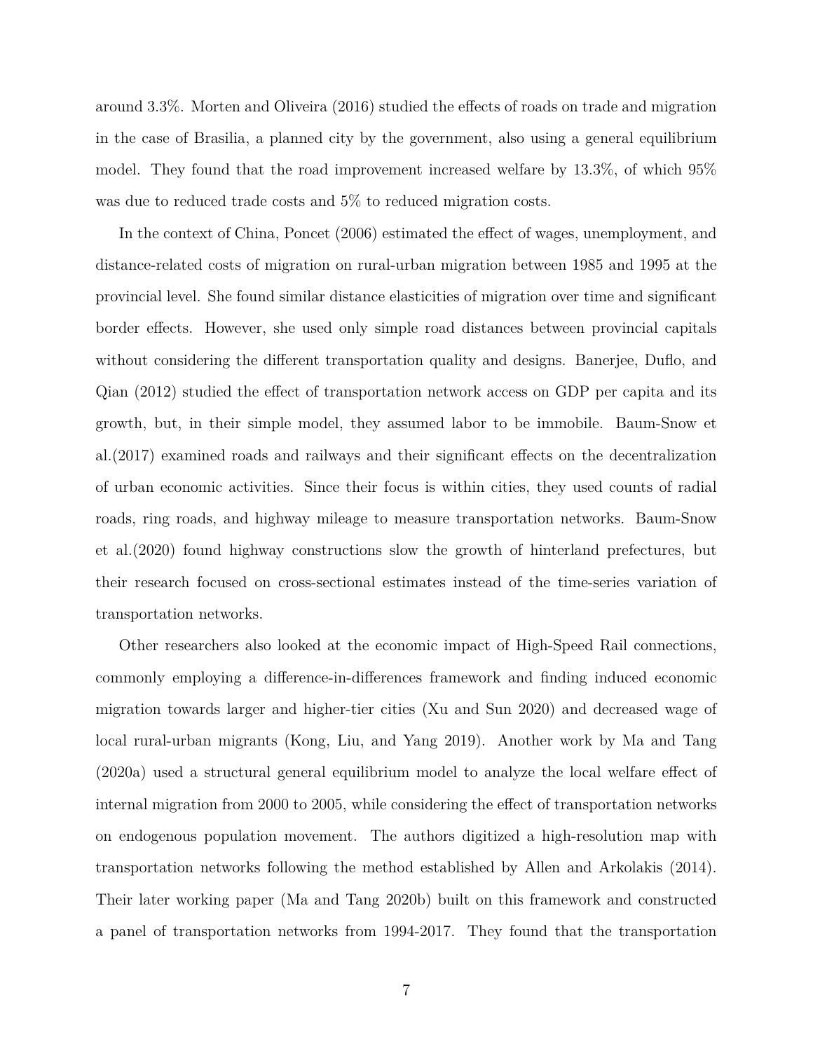around 3.3%. Morten and Oliveira (2016) studied the effects of roads on trade and migration in the case of Brasilia, a planned city by the government, also using a general equilibrium model. They found that the road improvement increased welfare by 13.3%, of which 95% was due to reduced trade costs and 5% to reduced migration costs.

In the context of China, Poncet (2006) estimated the effect of wages, unemployment, and distance-related costs of migration on rural-urban migration between 1985 and 1995 at the provincial level. She found similar distance elasticities of migration over time and significant border effects. However, she used only simple road distances between provincial capitals without considering the different transportation quality and designs. Banerjee, Duflo, and Qian (2012) studied the effect of transportation network access on GDP per capita and its growth, but, in their simple model, they assumed labor to be immobile. Baum-Snow et al.(2017) examined roads and railways and their significant effects on the decentralization of urban economic activities. Since their focus is within cities, they used counts of radial roads, ring roads, and highway mileage to measure transportation networks. Baum-Snow et al.(2020) found highway constructions slow the growth of hinterland prefectures, but their research focused on cross-sectional estimates instead of the time-series variation of transportation networks.

Other researchers also looked at the economic impact of High-Speed Rail connections, commonly employing a difference-in-differences framework and finding induced economic migration towards larger and higher-tier cities (Xu and Sun 2020) and decreased wage of local rural-urban migrants (Kong, Liu, and Yang 2019). Another work by Ma and Tang (2020a) used a structural general equilibrium model to analyze the local welfare effect of internal migration from 2000 to 2005, while considering the effect of transportation networks on endogenous population movement. The authors digitized a high-resolution map with transportation networks following the method established by Allen and Arkolakis (2014). Their later working paper (Ma and Tang 2020b) built on this framework and constructed a panel of transportation networks from 1994-2017. They found that the transportation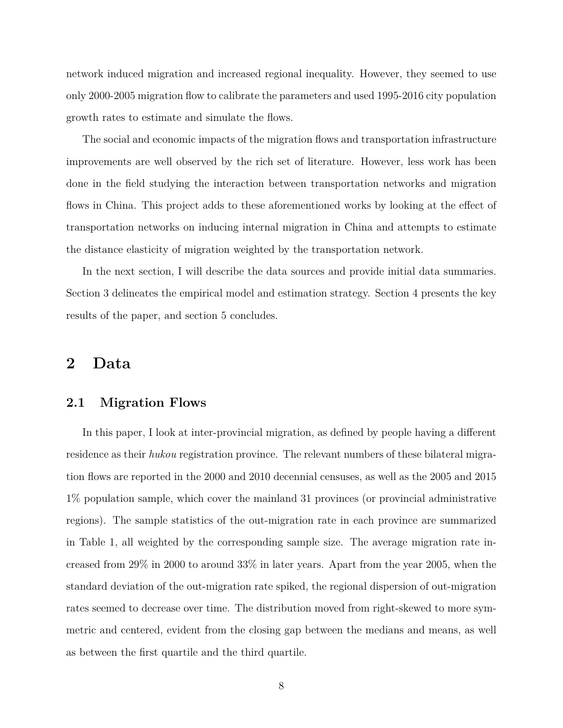network induced migration and increased regional inequality. However, they seemed to use only 2000-2005 migration flow to calibrate the parameters and used 1995-2016 city population growth rates to estimate and simulate the flows.

The social and economic impacts of the migration flows and transportation infrastructure improvements are well observed by the rich set of literature. However, less work has been done in the field studying the interaction between transportation networks and migration flows in China. This project adds to these aforementioned works by looking at the effect of transportation networks on inducing internal migration in China and attempts to estimate the distance elasticity of migration weighted by the transportation network.

In the next section, I will describe the data sources and provide initial data summaries. Section 3 delineates the empirical model and estimation strategy. Section 4 presents the key results of the paper, and section 5 concludes.

# 2 Data

## 2.1 Migration Flows

In this paper, I look at inter-provincial migration, as defined by people having a different residence as their *hukou* registration province. The relevant numbers of these bilateral migration flows are reported in the 2000 and 2010 decennial censuses, as well as the 2005 and 2015 1% population sample, which cover the mainland 31 provinces (or provincial administrative regions). The sample statistics of the out-migration rate in each province are summarized in Table 1, all weighted by the corresponding sample size. The average migration rate increased from 29% in 2000 to around 33% in later years. Apart from the year 2005, when the standard deviation of the out-migration rate spiked, the regional dispersion of out-migration rates seemed to decrease over time. The distribution moved from right-skewed to more symmetric and centered, evident from the closing gap between the medians and means, as well as between the first quartile and the third quartile.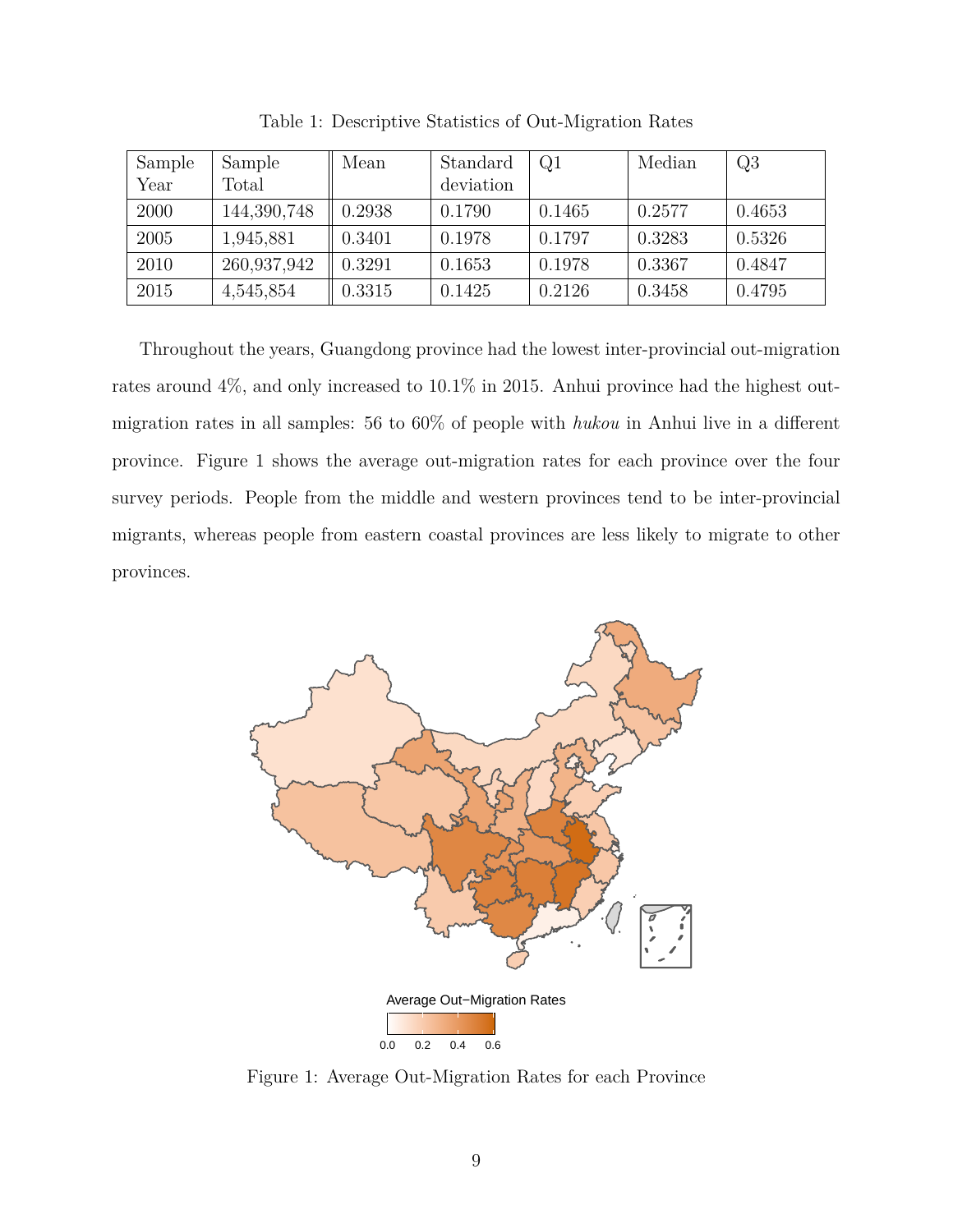Table 1: Descriptive Statistics of Out-Migration Rates

| Sample Year | Sample Total | Mean | Standard deviation | Q1 | Median | Q3 |
|---|---|---|---|---|---|---|
| 2000 | 144,390,748 | 0.2938 | 0.1790 | 0.1465 | 0.2577 | 0.4653 |
| 2005 | 1,945,881 | 0.3401 | 0.1978 | 0.1797 | 0.3283 | 0.5326 |
| 2010 | 260,937,942 | 0.3291 | 0.1653 | 0.1978 | 0.3367 | 0.4847 |
| 2015 | 4,545,854 | 0.3315 | 0.1425 | 0.2126 | 0.3458 | 0.4795 |

Throughout the years, Guangdong province had the lowest inter-provincial out-migration rates around 4%, and only increased to 10.1% in 2015. Anhui province had the highest out-migration rates in all samples: 56 to 60% of people with *hukou* in Anhui live in a different province. Figure 1 shows the average out-migration rates for each province over the four survey periods. People from the middle and western provinces tend to be inter-provincial migrants, whereas people from eastern coastal provinces are less likely to migrate to other provinces.

Figure 1: Average Out-Migration Rates for each Province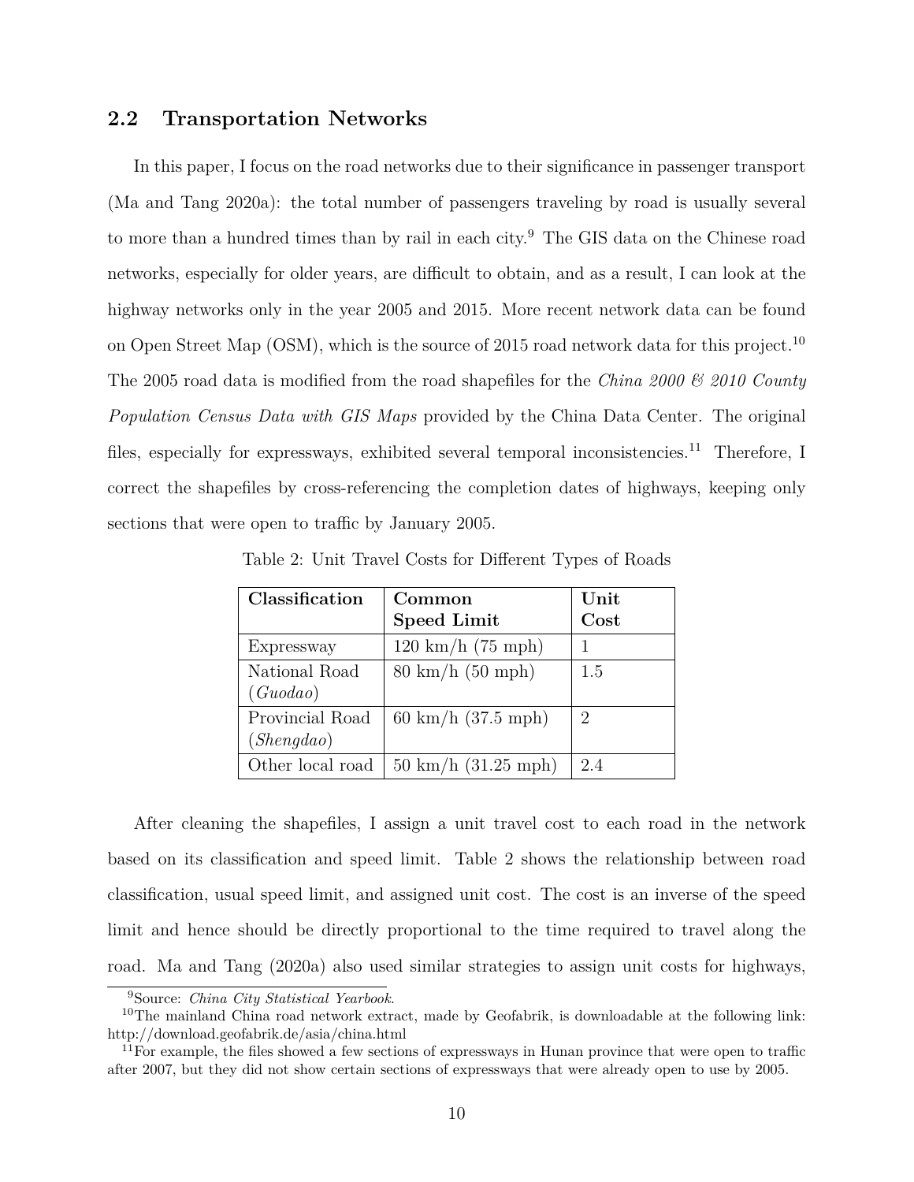## 2.2 Transportation Networks

In this paper, I focus on the road networks due to their significance in passenger transport (Ma and Tang 2020a): the total number of passengers traveling by road is usually several to more than a hundred times than by rail in each city.[9] The GIS data on the Chinese road networks, especially for older years, are difficult to obtain, and as a result, I can look at the highway networks only in the year 2005 and 2015. More recent network data can be found on Open Street Map (OSM), which is the source of 2015 road network data for this project.[10] The 2005 road data is modified from the road shapefiles for the *China 2000 & 2010 County Population Census Data with GIS Maps* provided by the China Data Center. The original files, especially for expressways, exhibited several temporal inconsistencies.[11] Therefore, I correct the shapefiles by cross-referencing the completion dates of highways, keeping only sections that were open to traffic by January 2005.

Table 2: Unit Travel Costs for Different Types of Roads

| **Classification** | **Common Speed Limit** | **Unit Cost** |
|---|---|---|
| Expressway | 120 km/h (75 mph) | 1 |
| National Road (*Guodao*) | 80 km/h (50 mph) | 1.5 |
| Provincial Road (*Shengdao*) | 60 km/h (37.5 mph) | 2 |
| Other local road | 50 km/h (31.25 mph) | 2.4 |

After cleaning the shapefiles, I assign a unit travel cost to each road in the network based on its classification and speed limit. Table 2 shows the relationship between road classification, usual speed limit, and assigned unit cost. The cost is an inverse of the speed limit and hence should be directly proportional to the time required to travel along the road. Ma and Tang (2020a) also used similar strategies to assign unit costs for highways,

[9]Source: *China City Statistical Yearbook*.

[10]The mainland China road network extract, made by Geofabrik, is downloadable at the following link: http://download.geofabrik.de/asia/china.html

[11]For example, the files showed a few sections of expressways in Hunan province that were open to traffic after 2007, but they did not show certain sections of expressways that were already open to use by 2005.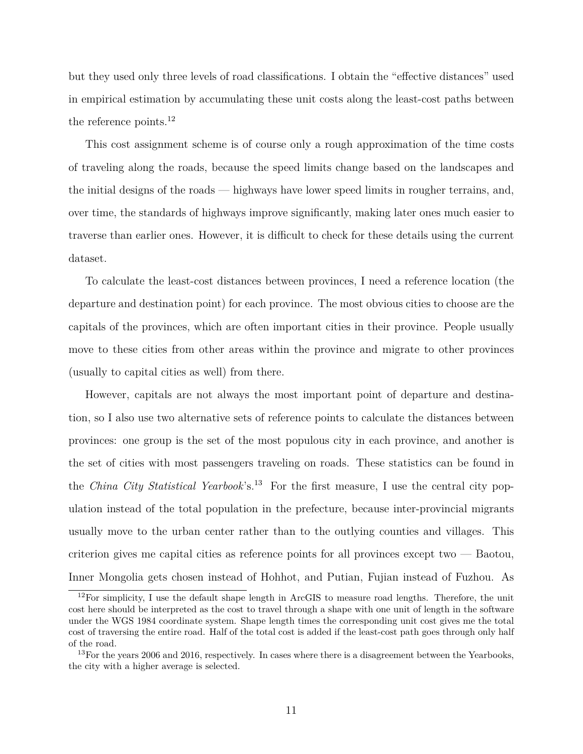but they used only three levels of road classifications. I obtain the "effective distances" used in empirical estimation by accumulating these unit costs along the least-cost paths between the reference points.[12]

This cost assignment scheme is of course only a rough approximation of the time costs of traveling along the roads, because the speed limits change based on the landscapes and the initial designs of the roads — highways have lower speed limits in rougher terrains, and, over time, the standards of highways improve significantly, making later ones much easier to traverse than earlier ones. However, it is difficult to check for these details using the current dataset.

To calculate the least-cost distances between provinces, I need a reference location (the departure and destination point) for each province. The most obvious cities to choose are the capitals of the provinces, which are often important cities in their province. People usually move to these cities from other areas within the province and migrate to other provinces (usually to capital cities as well) from there.

However, capitals are not always the most important point of departure and destination, so I also use two alternative sets of reference points to calculate the distances between provinces: one group is the set of the most populous city in each province, and another is the set of cities with most passengers traveling on roads. These statistics can be found in the *China City Statistical Yearbook*'s.[13] For the first measure, I use the central city population instead of the total population in the prefecture, because inter-provincial migrants usually move to the urban center rather than to the outlying counties and villages. This criterion gives me capital cities as reference points for all provinces except two — Baotou, Inner Mongolia gets chosen instead of Hohhot, and Putian, Fujian instead of Fuzhou. As

[12] For simplicity, I use the default shape length in ArcGIS to measure road lengths. Therefore, the unit cost here should be interpreted as the cost to travel through a shape with one unit of length in the software under the WGS 1984 coordinate system. Shape length times the corresponding unit cost gives me the total cost of traversing the entire road. Half of the total cost is added if the least-cost path goes through only half of the road.

[13] For the years 2006 and 2016, respectively. In cases where there is a disagreement between the Yearbooks, the city with a higher average is selected.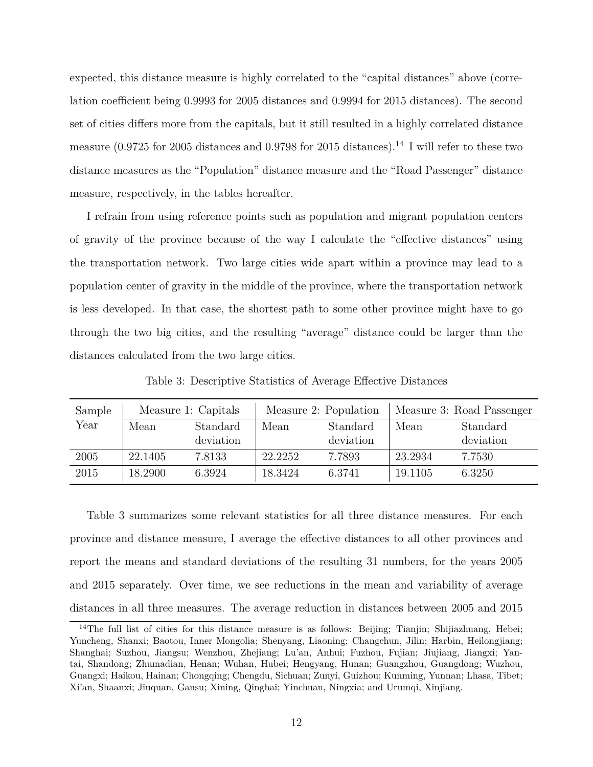expected, this distance measure is highly correlated to the "capital distances" above (correlation coefficient being 0.9993 for 2005 distances and 0.9994 for 2015 distances). The second set of cities differs more from the capitals, but it still resulted in a highly correlated distance measure (0.9725 for 2005 distances and 0.9798 for 2015 distances).[14] I will refer to these two distance measures as the "Population" distance measure and the "Road Passenger" distance measure, respectively, in the tables hereafter.

I refrain from using reference points such as population and migrant population centers of gravity of the province because of the way I calculate the "effective distances" using the transportation network. Two large cities wide apart within a province may lead to a population center of gravity in the middle of the province, where the transportation network is less developed. In that case, the shortest path to some other province might have to go through the two big cities, and the resulting "average" distance could be larger than the distances calculated from the two large cities.

Table 3: Descriptive Statistics of Average Effective Distances

| Sample Year | Measure 1: Capitals | | Measure 2: Population | | Measure 3: Road Passenger | |
|---|---|---|---|---|---|---|
| | Mean | Standard deviation | Mean | Standard deviation | Mean | Standard deviation |
| 2005 | 22.1405 | 7.8133 | 22.2252 | 7.7893 | 23.2934 | 7.7530 |
| 2015 | 18.2900 | 6.3924 | 18.3424 | 6.3741 | 19.1105 | 6.3250 |

Table 3 summarizes some relevant statistics for all three distance measures. For each province and distance measure, I average the effective distances to all other provinces and report the means and standard deviations of the resulting 31 numbers, for the years 2005 and 2015 separately. Over time, we see reductions in the mean and variability of average distances in all three measures. The average reduction in distances between 2005 and 2015

[14] The full list of cities for this distance measure is as follows: Beijing; Tianjin; Shijiazhuang, Hebei; Yuncheng, Shanxi; Baotou, Inner Mongolia; Shenyang, Liaoning; Changchun, Jilin; Harbin, Heilongjiang; Shanghai; Suzhou, Jiangsu; Wenzhou, Zhejiang; Lu'an, Anhui; Fuzhou, Fujian; Jiujiang, Jiangxi; Yantai, Shandong; Zhumadian, Henan; Wuhan, Hubei; Hengyang, Hunan; Guangzhou, Guangdong; Wuzhou, Guangxi; Haikou, Hainan; Chongqing; Chengdu, Sichuan; Zunyi, Guizhou; Kunming, Yunnan; Lhasa, Tibet; Xi'an, Shaanxi; Jiuquan, Gansu; Xining, Qinghai; Yinchuan, Ningxia; and Urumqi, Xinjiang.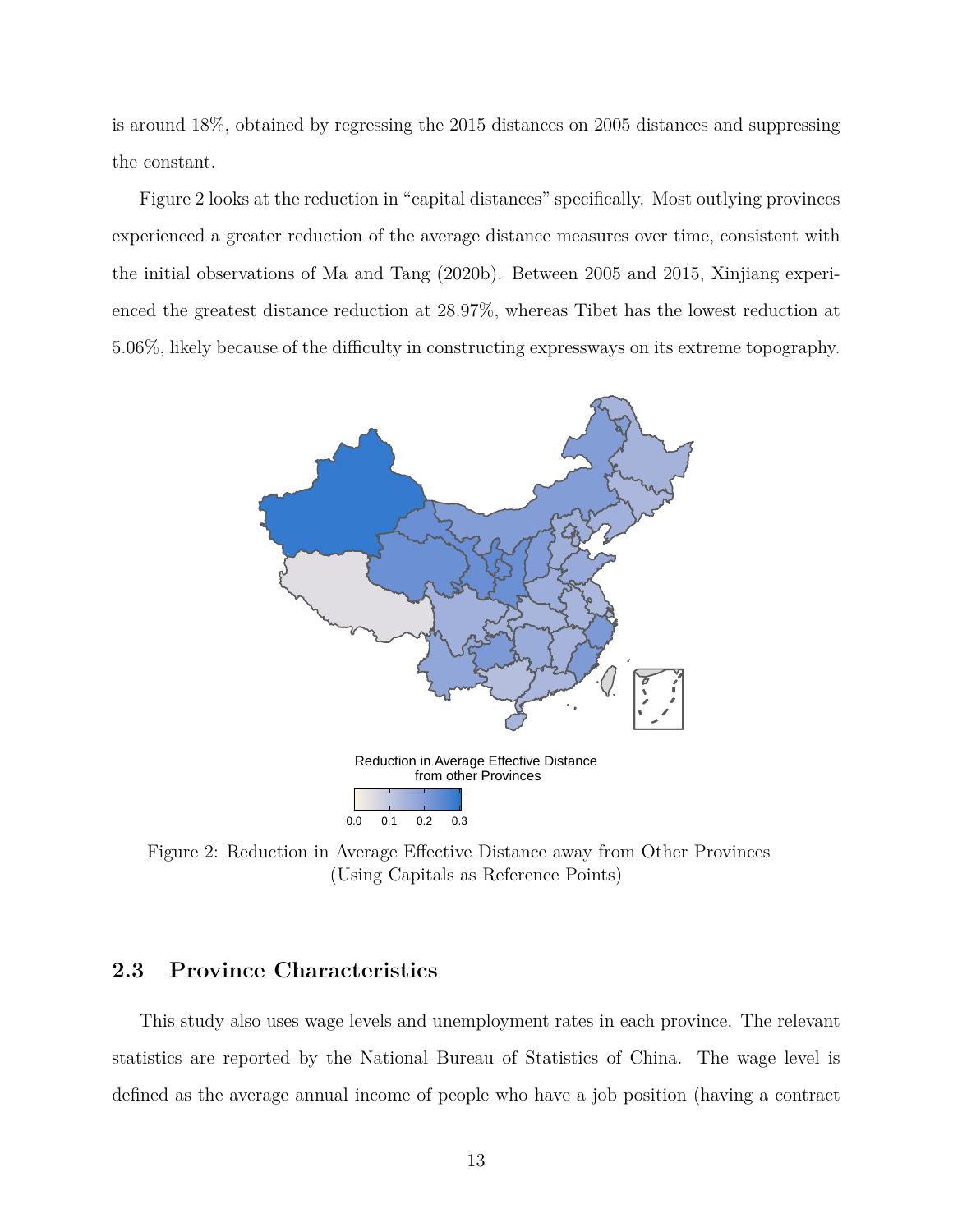is around 18%, obtained by regressing the 2015 distances on 2005 distances and suppressing the constant.

Figure 2 looks at the reduction in "capital distances" specifically. Most outlying provinces experienced a greater reduction of the average distance measures over time, consistent with the initial observations of Ma and Tang (2020b). Between 2005 and 2015, Xinjiang experienced the greatest distance reduction at 28.97%, whereas Tibet has the lowest reduction at 5.06%, likely because of the difficulty in constructing expressways on its extreme topography.

Figure 2: Reduction in Average Effective Distance away from Other Provinces (Using Capitals as Reference Points)

## 2.3 Province Characteristics

This study also uses wage levels and unemployment rates in each province. The relevant statistics are reported by the National Bureau of Statistics of China. The wage level is defined as the average annual income of people who have a job position (having a contract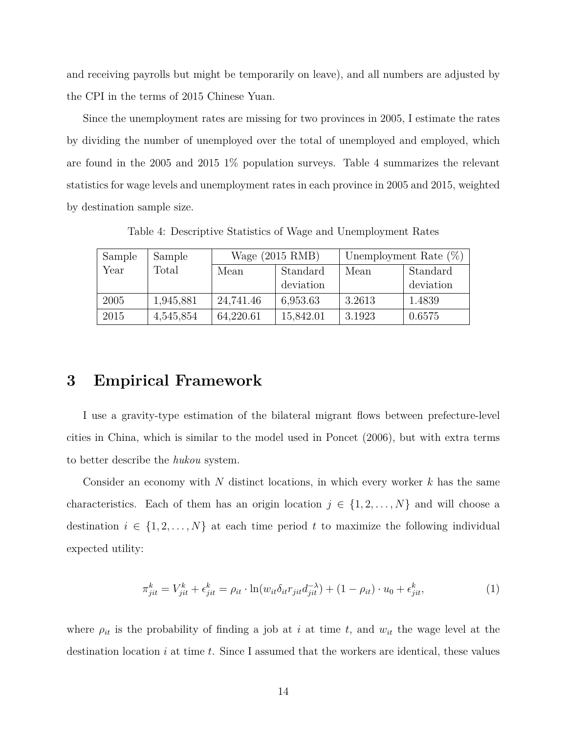and receiving payrolls but might be temporarily on leave), and all numbers are adjusted by the CPI in the terms of 2015 Chinese Yuan.

Since the unemployment rates are missing for two provinces in 2005, I estimate the rates by dividing the number of unemployed over the total of unemployed and employed, which are found in the 2005 and 2015 1% population surveys. Table 4 summarizes the relevant statistics for wage levels and unemployment rates in each province in 2005 and 2015, weighted by destination sample size.

Table 4: Descriptive Statistics of Wage and Unemployment Rates

| Sample Year | Sample Total | Wage (2015 RMB) | | Unemployment Rate (%) | |
|---|---|---|---|---|---|
| | | Mean | Standard deviation | Mean | Standard deviation |
| 2005 | 1,945,881 | 24,741.46 | 6,953.63 | 3.2613 | 1.4839 |
| 2015 | 4,545,854 | 64,220.61 | 15,842.01 | 3.1923 | 0.6575 |

# 3 Empirical Framework

I use a gravity-type estimation of the bilateral migrant flows between prefecture-level cities in China, which is similar to the model used in Poncet (2006), but with extra terms to better describe the *hukou* system.

Consider an economy with $N$ distinct locations, in which every worker $k$ has the same characteristics. Each of them has an origin location $j \in \{1, 2, \ldots, N\}$ and will choose a destination $i \in \{1, 2, \ldots, N\}$ at each time period $t$ to maximize the following individual expected utility:

$$\pi_{jit}^k = V_{jit}^k + \epsilon_{jit}^k = \rho_{it} \cdot \ln(w_{it}\delta_{it}r_{jit}d_{jit}^{-\lambda}) + (1 - \rho_{it}) \cdot u_0 + \epsilon_{jit}^k, \tag{1}$$

where $\rho_{it}$ is the probability of finding a job at $i$ at time $t$, and $w_{it}$ the wage level at the destination location $i$ at time $t$. Since I assumed that the workers are identical, these values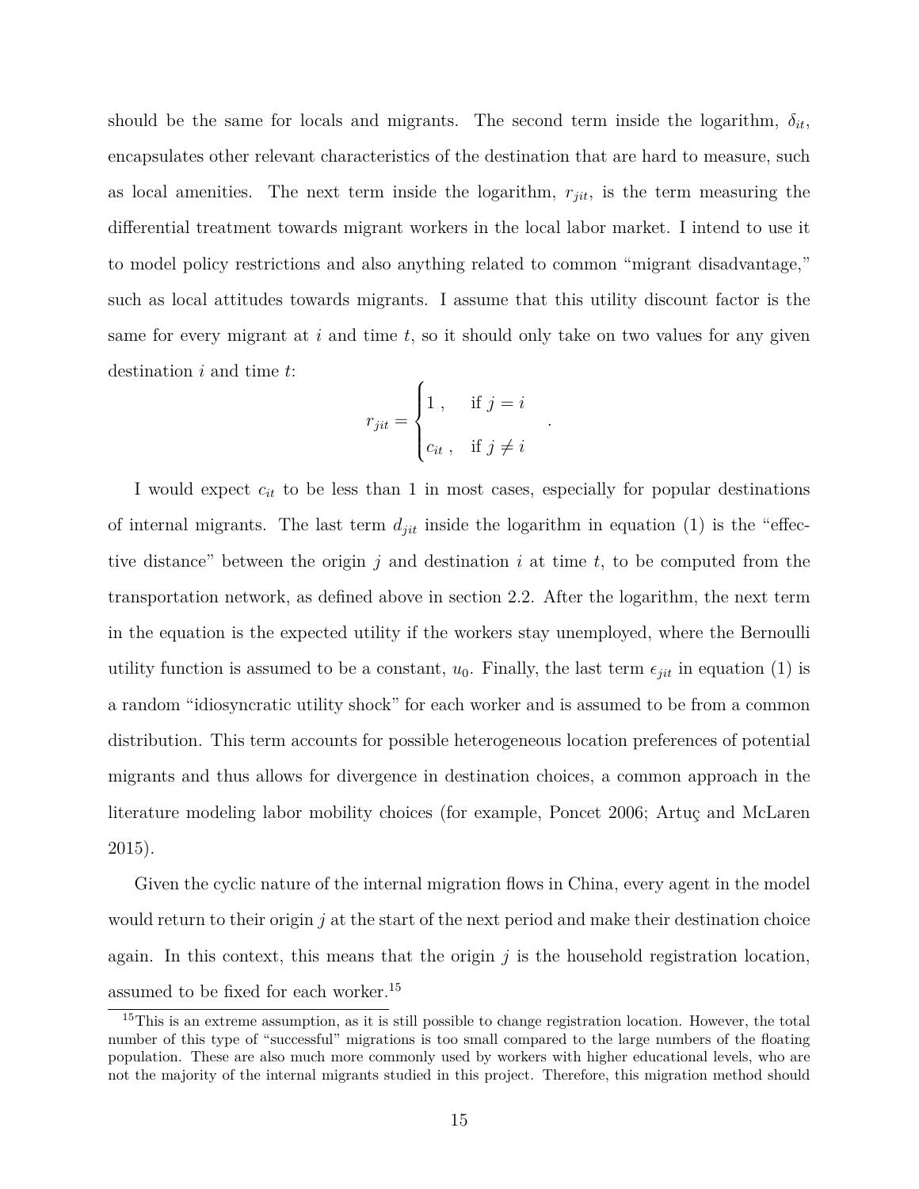should be the same for locals and migrants. The second term inside the logarithm, $\delta_{it}$, encapsulates other relevant characteristics of the destination that are hard to measure, such as local amenities. The next term inside the logarithm, $r_{jit}$, is the term measuring the differential treatment towards migrant workers in the local labor market. I intend to use it to model policy restrictions and also anything related to common "migrant disadvantage," such as local attitudes towards migrants. I assume that this utility discount factor is the same for every migrant at $i$ and time $t$, so it should only take on two values for any given destination $i$ and time $t$:

$$r_{jit} = \begin{cases} 1\,, & \text{if } j = i \\ c_{it}\,, & \text{if } j \neq i \end{cases} .$$

I would expect $c_{it}$ to be less than 1 in most cases, especially for popular destinations of internal migrants. The last term $d_{jit}$ inside the logarithm in equation (1) is the "effective distance" between the origin $j$ and destination $i$ at time $t$, to be computed from the transportation network, as defined above in section 2.2. After the logarithm, the next term in the equation is the expected utility if the workers stay unemployed, where the Bernoulli utility function is assumed to be a constant, $u_0$. Finally, the last term $\epsilon_{jit}$ in equation (1) is a random "idiosyncratic utility shock" for each worker and is assumed to be from a common distribution. This term accounts for possible heterogeneous location preferences of potential migrants and thus allows for divergence in destination choices, a common approach in the literature modeling labor mobility choices (for example, Poncet 2006; Artuç and McLaren 2015).

Given the cyclic nature of the internal migration flows in China, every agent in the model would return to their origin $j$ at the start of the next period and make their destination choice again. In this context, this means that the origin $j$ is the household registration location, assumed to be fixed for each worker.[15]

[15] This is an extreme assumption, as it is still possible to change registration location. However, the total number of this type of "successful" migrations is too small compared to the large numbers of the floating population. These are also much more commonly used by workers with higher educational levels, who are not the majority of the internal migrants studied in this project. Therefore, this migration method should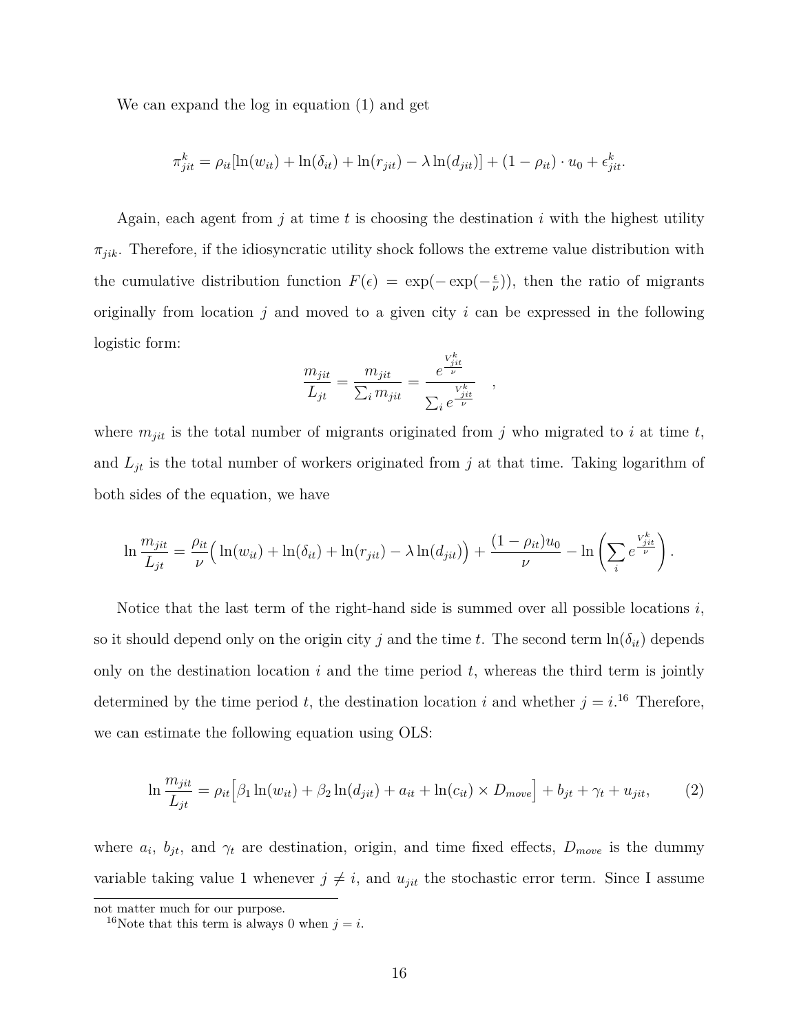We can expand the log in equation (1) and get

$$\pi^k_{jit} = \rho_{it}[\ln(w_{it}) + \ln(\delta_{it}) + \ln(r_{jit}) - \lambda \ln(d_{jit})] + (1 - \rho_{it}) \cdot u_0 + \epsilon^k_{jit}.$$

Again, each agent from $j$ at time $t$ is choosing the destination $i$ with the highest utility $\pi_{jik}$. Therefore, if the idiosyncratic utility shock follows the extreme value distribution with the cumulative distribution function $F(\epsilon) = \exp(-\exp(-\frac{\epsilon}{\nu}))$, then the ratio of migrants originally from location $j$ and moved to a given city $i$ can be expressed in the following logistic form:

$$\frac{m_{jit}}{L_{jt}} = \frac{m_{jit}}{\sum_i m_{jit}} = \frac{e^{\frac{V^k_{jit}}{\nu}}}{\sum_i e^{\frac{V^k_{jit}}{\nu}}} \quad ,$$

where $m_{jit}$ is the total number of migrants originated from $j$ who migrated to $i$ at time $t$, and $L_{jt}$ is the total number of workers originated from $j$ at that time. Taking logarithm of both sides of the equation, we have

$$\ln \frac{m_{jit}}{L_{jt}} = \frac{\rho_{it}}{\nu}\Big( \ln(w_{it}) + \ln(\delta_{it}) + \ln(r_{jit}) - \lambda \ln(d_{jit})\Big) + \frac{(1-\rho_{it})u_0}{\nu} - \ln\left(\sum_i e^{\frac{V^k_{jit}}{\nu}}\right).$$

Notice that the last term of the right-hand side is summed over all possible locations $i$, so it should depend only on the origin city $j$ and the time $t$. The second term $\ln(\delta_{it})$ depends only on the destination location $i$ and the time period $t$, whereas the third term is jointly determined by the time period $t$, the destination location $i$ and whether $j = i$.[16] Therefore, we can estimate the following equation using OLS:

$$\ln \frac{m_{jit}}{L_{jt}} = \rho_{it}\Big[\beta_1 \ln(w_{it}) + \beta_2 \ln(d_{jit}) + a_{it} + \ln(c_{it}) \times D_{move}\Big] + b_{jt} + \gamma_t + u_{jit}, \tag{2}$$

where $a_i$, $b_{jt}$, and $\gamma_t$ are destination, origin, and time fixed effects, $D_{move}$ is the dummy variable taking value 1 whenever $j \neq i$, and $u_{jit}$ the stochastic error term. Since I assume

not matter much for our purpose.

[16] Note that this term is always 0 when $j = i$.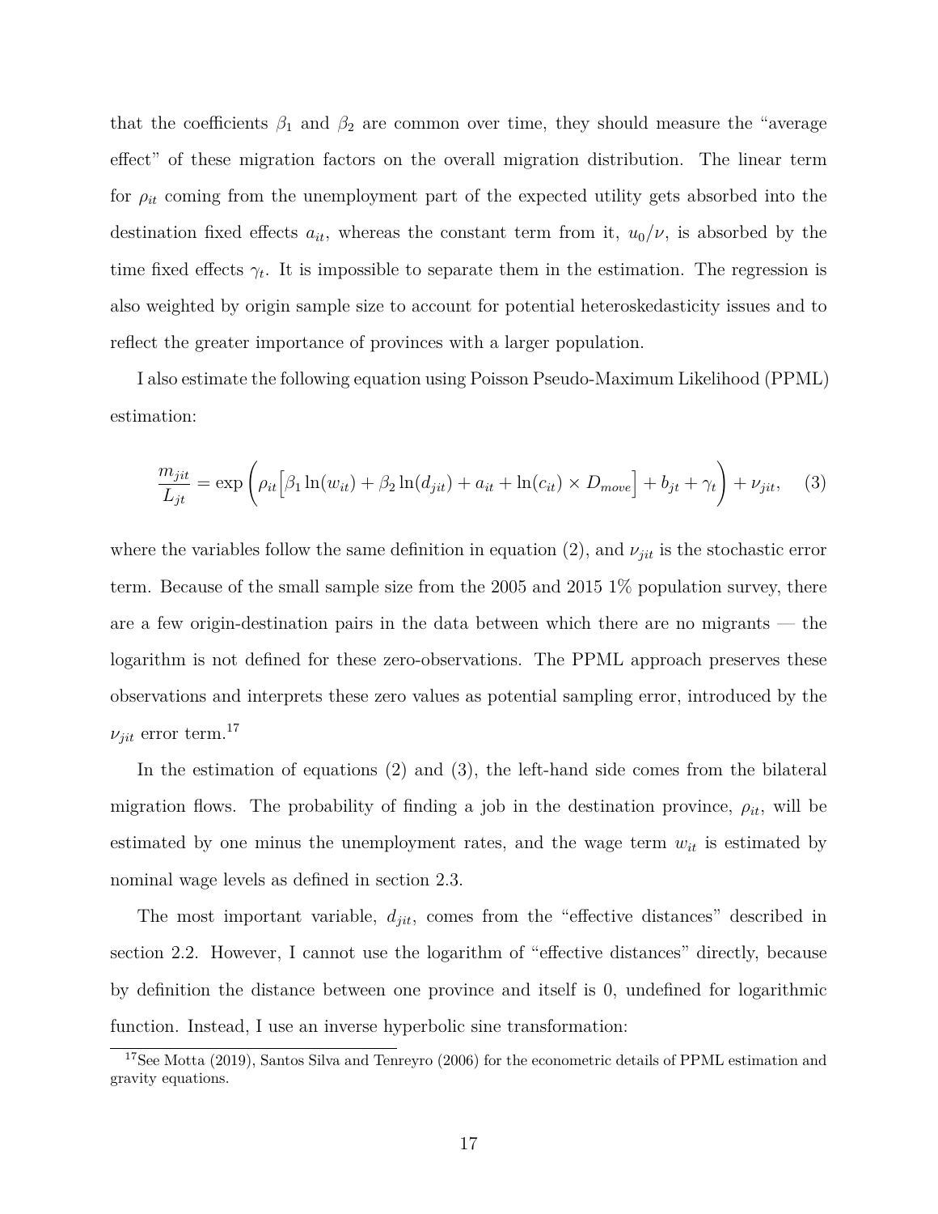that the coefficients $\beta_1$ and $\beta_2$ are common over time, they should measure the "average effect" of these migration factors on the overall migration distribution. The linear term for $\rho_{it}$ coming from the unemployment part of the expected utility gets absorbed into the destination fixed effects $a_{it}$, whereas the constant term from it, $u_0/\nu$, is absorbed by the time fixed effects $\gamma_t$. It is impossible to separate them in the estimation. The regression is also weighted by origin sample size to account for potential heteroskedasticity issues and to reflect the greater importance of provinces with a larger population.

I also estimate the following equation using Poisson Pseudo-Maximum Likelihood (PPML) estimation:

$$\frac{m_{jit}}{L_{jt}} = \exp\left(\rho_{it}\Big[\beta_1 \ln(w_{it}) + \beta_2 \ln(d_{jit}) + a_{it} + \ln(c_{it}) \times D_{move}\Big] + b_{jt} + \gamma_t\right) + \nu_{jit}, \quad (3)$$

where the variables follow the same definition in equation (2), and $\nu_{jit}$ is the stochastic error term. Because of the small sample size from the 2005 and 2015 1% population survey, there are a few origin-destination pairs in the data between which there are no migrants — the logarithm is not defined for these zero-observations. The PPML approach preserves these observations and interprets these zero values as potential sampling error, introduced by the $\nu_{jit}$ error term.[17]

In the estimation of equations (2) and (3), the left-hand side comes from the bilateral migration flows. The probability of finding a job in the destination province, $\rho_{it}$, will be estimated by one minus the unemployment rates, and the wage term $w_{it}$ is estimated by nominal wage levels as defined in section 2.3.

The most important variable, $d_{jit}$, comes from the "effective distances" described in section 2.2. However, I cannot use the logarithm of "effective distances" directly, because by definition the distance between one province and itself is 0, undefined for logarithmic function. Instead, I use an inverse hyperbolic sine transformation:

[17] See Motta (2019), Santos Silva and Tenreyro (2006) for the econometric details of PPML estimation and gravity equations.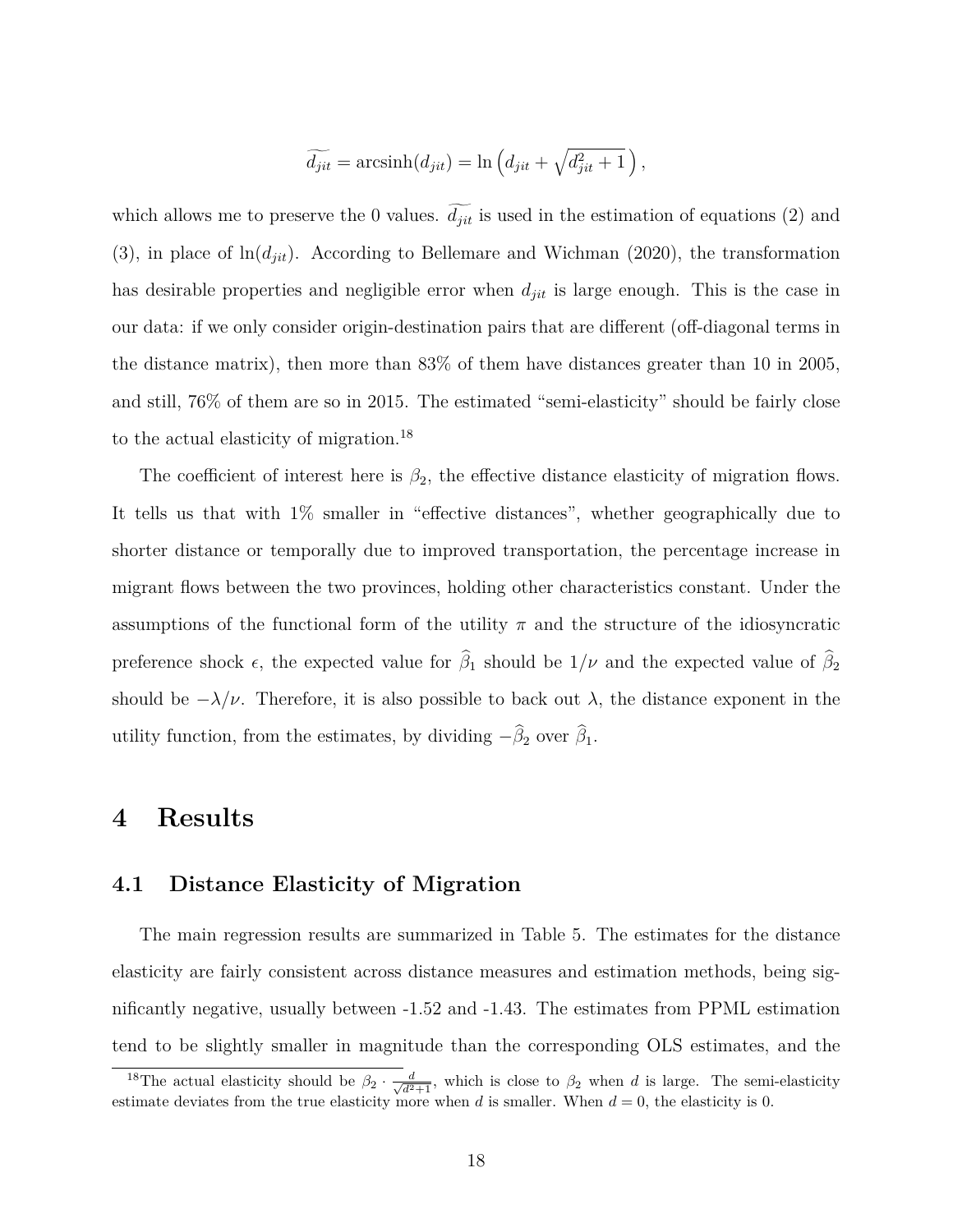$$\widetilde{d_{jit}} = \text{arcsinh}(d_{jit}) = \ln\left(d_{jit} + \sqrt{d_{jit}^2 + 1}\right),$$

which allows me to preserve the 0 values. $\widetilde{d_{jit}}$ is used in the estimation of equations (2) and (3), in place of $\ln(d_{jit})$. According to Bellemare and Wichman (2020), the transformation has desirable properties and negligible error when $d_{jit}$ is large enough. This is the case in our data: if we only consider origin-destination pairs that are different (off-diagonal terms in the distance matrix), then more than 83% of them have distances greater than 10 in 2005, and still, 76% of them are so in 2015. The estimated "semi-elasticity" should be fairly close to the actual elasticity of migration.[18]

The coefficient of interest here is $\beta_2$, the effective distance elasticity of migration flows. It tells us that with 1% smaller in "effective distances", whether geographically due to shorter distance or temporally due to improved transportation, the percentage increase in migrant flows between the two provinces, holding other characteristics constant. Under the assumptions of the functional form of the utility $\pi$ and the structure of the idiosyncratic preference shock $\epsilon$, the expected value for $\widehat{\beta}_1$ should be $1/\nu$ and the expected value of $\widehat{\beta}_2$ should be $-\lambda/\nu$. Therefore, it is also possible to back out $\lambda$, the distance exponent in the utility function, from the estimates, by dividing $-\widehat{\beta}_2$ over $\widehat{\beta}_1$.

# 4 Results

## 4.1 Distance Elasticity of Migration

The main regression results are summarized in Table 5. The estimates for the distance elasticity are fairly consistent across distance measures and estimation methods, being significantly negative, usually between -1.52 and -1.43. The estimates from PPML estimation tend to be slightly smaller in magnitude than the corresponding OLS estimates, and the

[18] The actual elasticity should be $\beta_2 \cdot \frac{d}{\sqrt{d^2+1}}$, which is close to $\beta_2$ when $d$ is large. The semi-elasticity estimate deviates from the true elasticity more when $d$ is smaller. When $d = 0$, the elasticity is 0.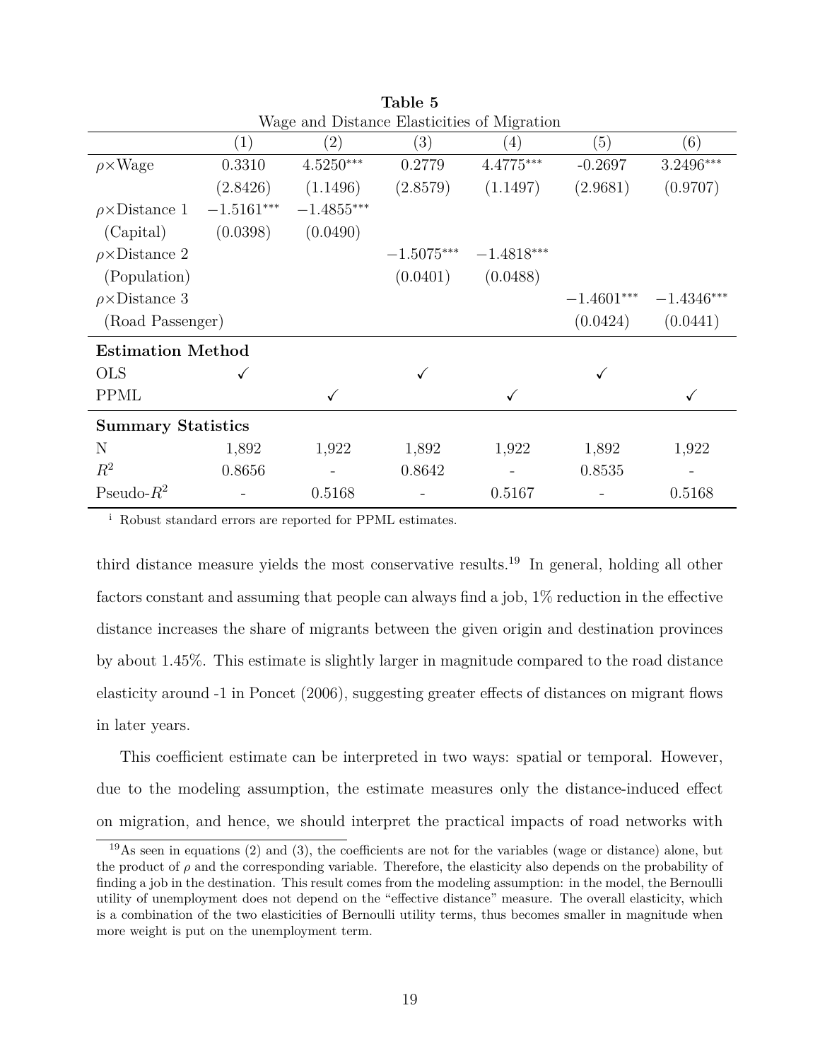**Table 5**
Wage and Distance Elasticities of Migration

| | (1) | (2) | (3) | (4) | (5) | (6) |
|---|---|---|---|---|---|---|
| $\rho\times$Wage | 0.3310 | 4.5250*** | 0.2779 | 4.4775*** | -0.2697 | 3.2496*** |
| | (2.8426) | (1.1496) | (2.8579) | (1.1497) | (2.9681) | (0.9707) |
| $\rho\times$Distance 1 | $-1.5161^{***}$ | $-1.4855^{***}$ | | | | |
| (Capital) | (0.0398) | (0.0490) | | | | |
| $\rho\times$Distance 2 | | | $-1.5075^{***}$ | $-1.4818^{***}$ | | |
| (Population) | | | (0.0401) | (0.0488) | | |
| $\rho\times$Distance 3 | | | | | $-1.4601^{***}$ | $-1.4346^{***}$ |
| (Road Passenger) | | | | | (0.0424) | (0.0441) |
| **Estimation Method** | | | | | | |
| OLS | ✓ | | ✓ | | ✓ | |
| PPML | | ✓ | | ✓ | | ✓ |
| **Summary Statistics** | | | | | | |
| N | 1,892 | 1,922 | 1,892 | 1,922 | 1,892 | 1,922 |
| $R^2$ | 0.8656 | - | 0.8642 | - | 0.8535 | - |
| Pseudo-$R^2$ | - | 0.5168 | - | 0.5167 | - | 0.5168 |

[i] Robust standard errors are reported for PPML estimates.

third distance measure yields the most conservative results.[19] In general, holding all other factors constant and assuming that people can always find a job, 1% reduction in the effective distance increases the share of migrants between the given origin and destination provinces by about 1.45%. This estimate is slightly larger in magnitude compared to the road distance elasticity around -1 in Poncet (2006), suggesting greater effects of distances on migrant flows in later years.

This coefficient estimate can be interpreted in two ways: spatial or temporal. However, due to the modeling assumption, the estimate measures only the distance-induced effect on migration, and hence, we should interpret the practical impacts of road networks with

[19] As seen in equations (2) and (3), the coefficients are not for the variables (wage or distance) alone, but the product of $\rho$ and the corresponding variable. Therefore, the elasticity also depends on the probability of finding a job in the destination. This result comes from the modeling assumption: in the model, the Bernoulli utility of unemployment does not depend on the "effective distance" measure. The overall elasticity, which is a combination of the two elasticities of Bernoulli utility terms, thus becomes smaller in magnitude when more weight is put on the unemployment term.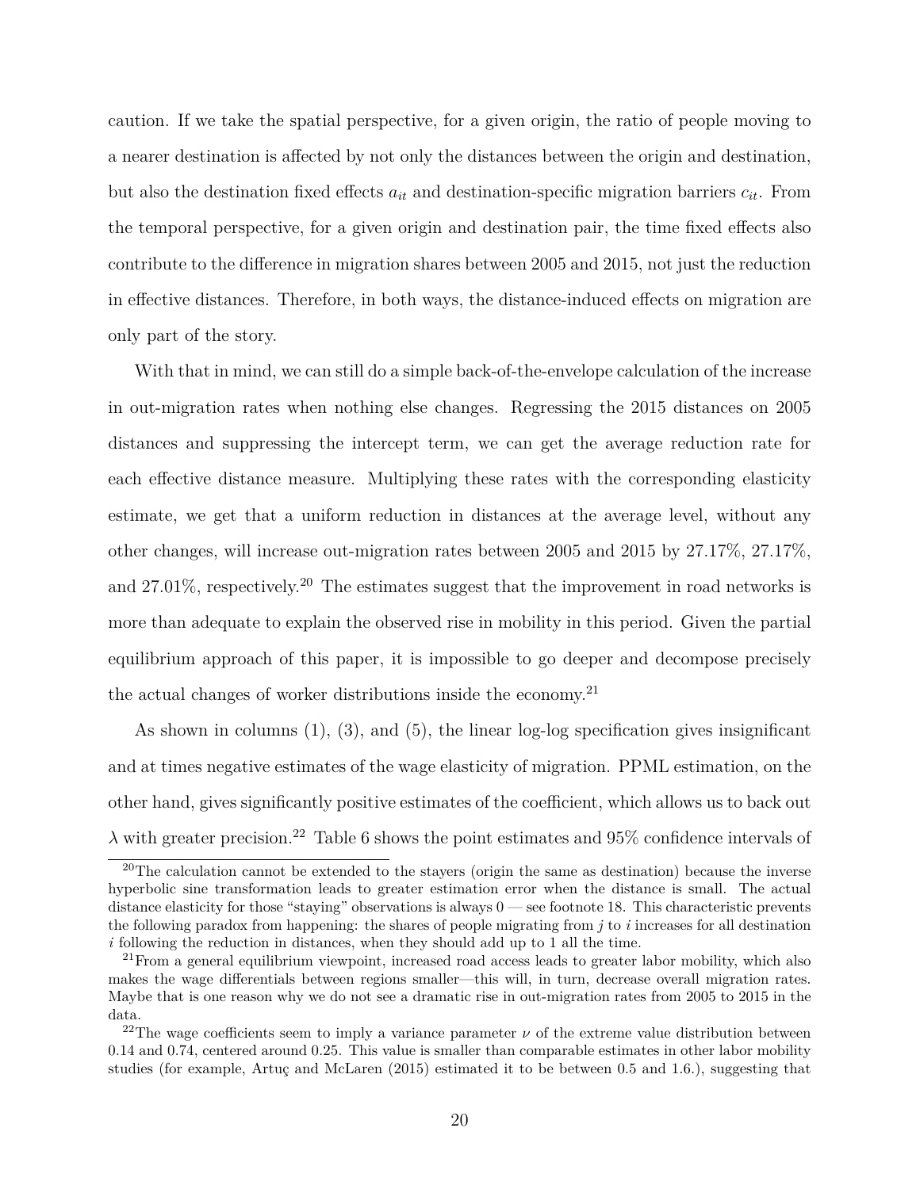caution. If we take the spatial perspective, for a given origin, the ratio of people moving to a nearer destination is affected by not only the distances between the origin and destination, but also the destination fixed effects $a_{it}$ and destination-specific migration barriers $c_{it}$. From the temporal perspective, for a given origin and destination pair, the time fixed effects also contribute to the difference in migration shares between 2005 and 2015, not just the reduction in effective distances. Therefore, in both ways, the distance-induced effects on migration are only part of the story.

With that in mind, we can still do a simple back-of-the-envelope calculation of the increase in out-migration rates when nothing else changes. Regressing the 2015 distances on 2005 distances and suppressing the intercept term, we can get the average reduction rate for each effective distance measure. Multiplying these rates with the corresponding elasticity estimate, we get that a uniform reduction in distances at the average level, without any other changes, will increase out-migration rates between 2005 and 2015 by 27.17%, 27.17%, and 27.01%, respectively.[20] The estimates suggest that the improvement in road networks is more than adequate to explain the observed rise in mobility in this period. Given the partial equilibrium approach of this paper, it is impossible to go deeper and decompose precisely the actual changes of worker distributions inside the economy.[21]

As shown in columns (1), (3), and (5), the linear log-log specification gives insignificant and at times negative estimates of the wage elasticity of migration. PPML estimation, on the other hand, gives significantly positive estimates of the coefficient, which allows us to back out $\lambda$ with greater precision.[22] Table 6 shows the point estimates and 95% confidence intervals of

[20]The calculation cannot be extended to the stayers (origin the same as destination) because the inverse hyperbolic sine transformation leads to greater estimation error when the distance is small. The actual distance elasticity for those "staying" observations is always 0 — see footnote 18. This characteristic prevents the following paradox from happening: the shares of people migrating from $j$ to $i$ increases for all destination $i$ following the reduction in distances, when they should add up to 1 all the time.

[21]From a general equilibrium viewpoint, increased road access leads to greater labor mobility, which also makes the wage differentials between regions smaller—this will, in turn, decrease overall migration rates. Maybe that is one reason why we do not see a dramatic rise in out-migration rates from 2005 to 2015 in the data.

[22]The wage coefficients seem to imply a variance parameter $\nu$ of the extreme value distribution between 0.14 and 0.74, centered around 0.25. This value is smaller than comparable estimates in other labor mobility studies (for example, Artuç and McLaren (2015) estimated it to be between 0.5 and 1.6.), suggesting that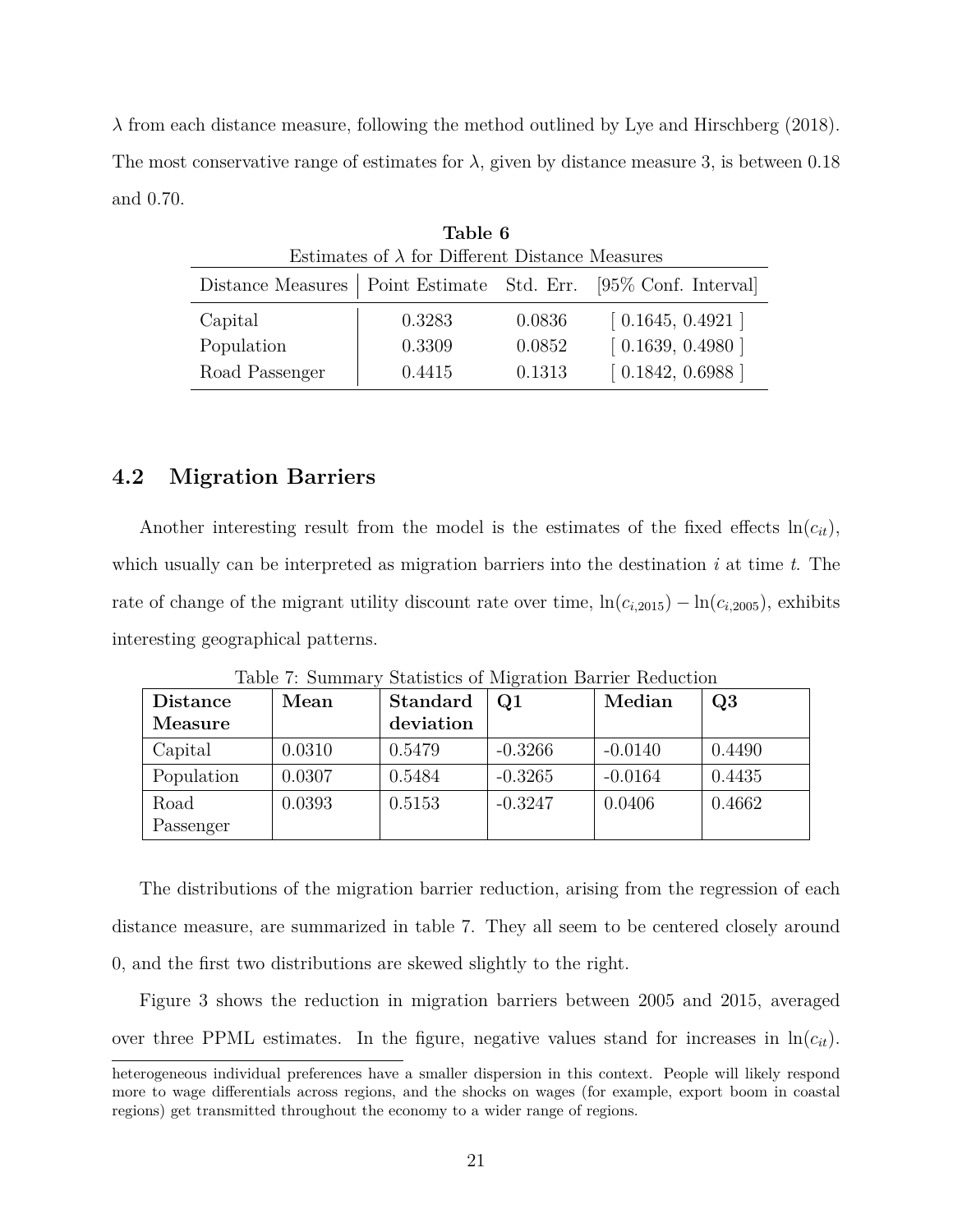$\lambda$ from each distance measure, following the method outlined by Lye and Hirschberg (2018). The most conservative range of estimates for $\lambda$, given by distance measure 3, is between 0.18 and 0.70.

**Table 6**
Estimates of $\lambda$ for Different Distance Measures

| Distance Measures | Point Estimate | Std. Err. | [95% Conf. Interval] |
|---|---|---|---|
| Capital | 0.3283 | 0.0836 | [ 0.1645, 0.4921 ] |
| Population | 0.3309 | 0.0852 | [ 0.1639, 0.4980 ] |
| Road Passenger | 0.4415 | 0.1313 | [ 0.1842, 0.6988 ] |

## 4.2 Migration Barriers

Another interesting result from the model is the estimates of the fixed effects $\ln(c_{it})$, which usually can be interpreted as migration barriers into the destination $i$ at time $t$. The rate of change of the migrant utility discount rate over time, $\ln(c_{i,2015}) - \ln(c_{i,2005})$, exhibits interesting geographical patterns.

Table 7: Summary Statistics of Migration Barrier Reduction

| **Distance Measure** | **Mean** | **Standard deviation** | **Q1** | **Median** | **Q3** |
|---|---|---|---|---|---|
| Capital | 0.0310 | 0.5479 | -0.3266 | -0.0140 | 0.4490 |
| Population | 0.0307 | 0.5484 | -0.3265 | -0.0164 | 0.4435 |
| Road Passenger | 0.0393 | 0.5153 | -0.3247 | 0.0406 | 0.4662 |

The distributions of the migration barrier reduction, arising from the regression of each distance measure, are summarized in table 7. They all seem to be centered closely around 0, and the first two distributions are skewed slightly to the right.

Figure 3 shows the reduction in migration barriers between 2005 and 2015, averaged over three PPML estimates. In the figure, negative values stand for increases in $\ln(c_{it})$.

heterogeneous individual preferences have a smaller dispersion in this context. People will likely respond more to wage differentials across regions, and the shocks on wages (for example, export boom in coastal regions) get transmitted throughout the economy to a wider range of regions.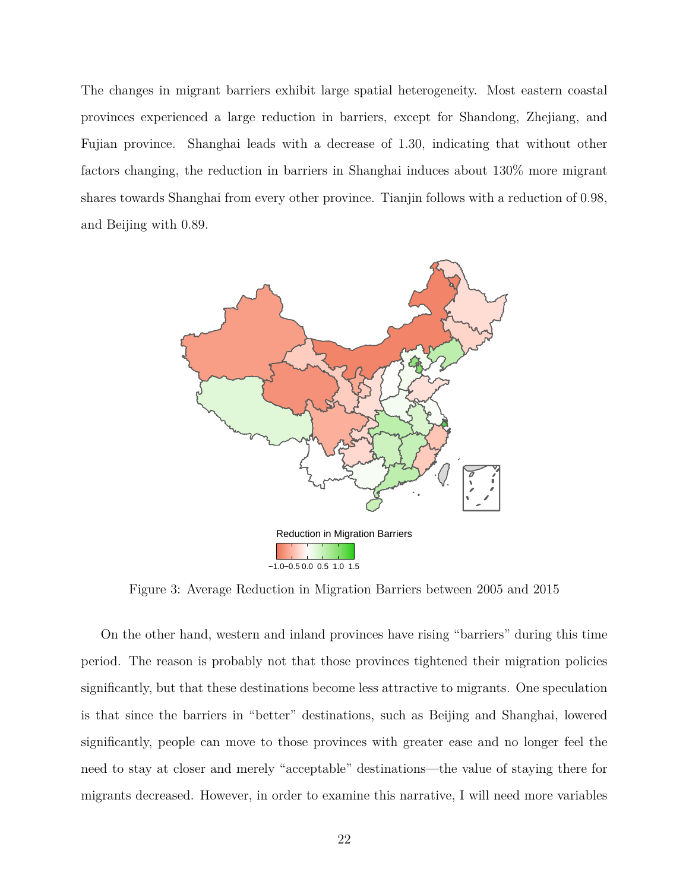The changes in migrant barriers exhibit large spatial heterogeneity. Most eastern coastal provinces experienced a large reduction in barriers, except for Shandong, Zhejiang, and Fujian province. Shanghai leads with a decrease of 1.30, indicating that without other factors changing, the reduction in barriers in Shanghai induces about 130% more migrant shares towards Shanghai from every other province. Tianjin follows with a reduction of 0.98, and Beijing with 0.89.

Figure 3: Average Reduction in Migration Barriers between 2005 and 2015

On the other hand, western and inland provinces have rising "barriers" during this time period. The reason is probably not that those provinces tightened their migration policies significantly, but that these destinations become less attractive to migrants. One speculation is that since the barriers in "better" destinations, such as Beijing and Shanghai, lowered significantly, people can move to those provinces with greater ease and no longer feel the need to stay at closer and merely "acceptable" destinations—the value of staying there for migrants decreased. However, in order to examine this narrative, I will need more variables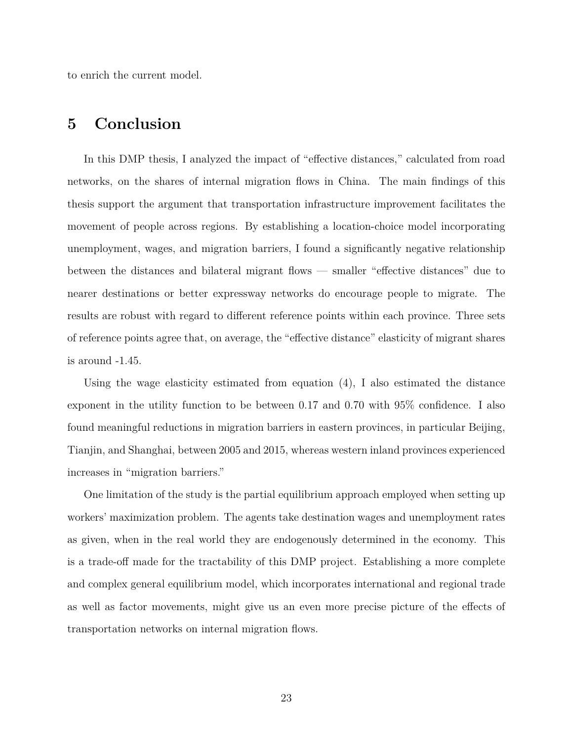to enrich the current model.

# 5 Conclusion

In this DMP thesis, I analyzed the impact of "effective distances," calculated from road networks, on the shares of internal migration flows in China. The main findings of this thesis support the argument that transportation infrastructure improvement facilitates the movement of people across regions. By establishing a location-choice model incorporating unemployment, wages, and migration barriers, I found a significantly negative relationship between the distances and bilateral migrant flows — smaller "effective distances" due to nearer destinations or better expressway networks do encourage people to migrate. The results are robust with regard to different reference points within each province. Three sets of reference points agree that, on average, the "effective distance" elasticity of migrant shares is around -1.45.

Using the wage elasticity estimated from equation (4), I also estimated the distance exponent in the utility function to be between 0.17 and 0.70 with 95% confidence. I also found meaningful reductions in migration barriers in eastern provinces, in particular Beijing, Tianjin, and Shanghai, between 2005 and 2015, whereas western inland provinces experienced increases in "migration barriers."

One limitation of the study is the partial equilibrium approach employed when setting up workers' maximization problem. The agents take destination wages and unemployment rates as given, when in the real world they are endogenously determined in the economy. This is a trade-off made for the tractability of this DMP project. Establishing a more complete and complex general equilibrium model, which incorporates international and regional trade as well as factor movements, might give us an even more precise picture of the effects of transportation networks on internal migration flows.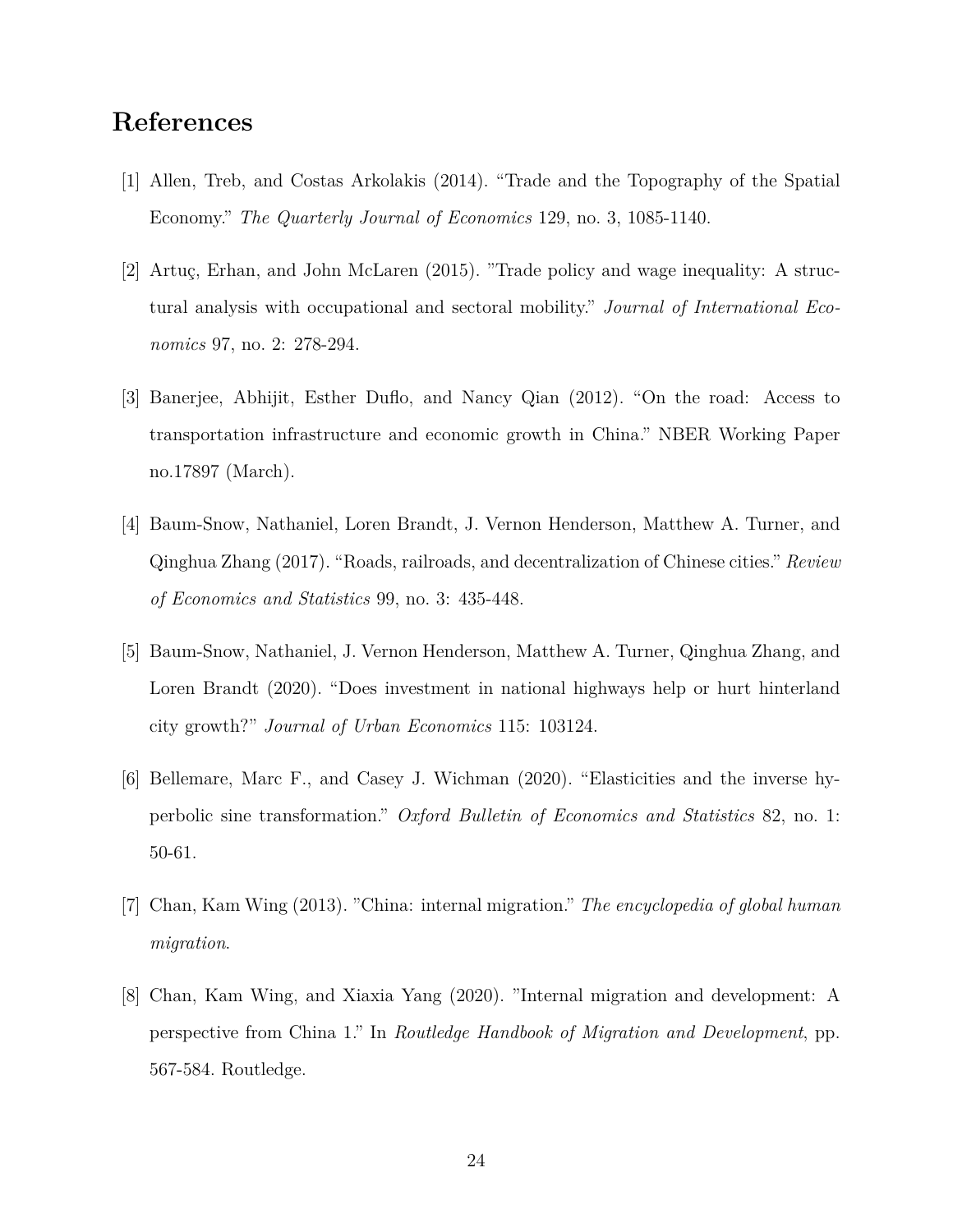# References

[1] Allen, Treb, and Costas Arkolakis (2014). "Trade and the Topography of the Spatial Economy." *The Quarterly Journal of Economics* 129, no. 3, 1085-1140.

[2] Artuç, Erhan, and John McLaren (2015). "Trade policy and wage inequality: A structural analysis with occupational and sectoral mobility." *Journal of International Economics* 97, no. 2: 278-294.

[3] Banerjee, Abhijit, Esther Duflo, and Nancy Qian (2012). "On the road: Access to transportation infrastructure and economic growth in China." NBER Working Paper no.17897 (March).

[4] Baum-Snow, Nathaniel, Loren Brandt, J. Vernon Henderson, Matthew A. Turner, and Qinghua Zhang (2017). "Roads, railroads, and decentralization of Chinese cities." *Review of Economics and Statistics* 99, no. 3: 435-448.

[5] Baum-Snow, Nathaniel, J. Vernon Henderson, Matthew A. Turner, Qinghua Zhang, and Loren Brandt (2020). "Does investment in national highways help or hurt hinterland city growth?" *Journal of Urban Economics* 115: 103124.

[6] Bellemare, Marc F., and Casey J. Wichman (2020). "Elasticities and the inverse hyperbolic sine transformation." *Oxford Bulletin of Economics and Statistics* 82, no. 1: 50-61.

[7] Chan, Kam Wing (2013). "China: internal migration." *The encyclopedia of global human migration*.

[8] Chan, Kam Wing, and Xiaxia Yang (2020). "Internal migration and development: A perspective from China 1." In *Routledge Handbook of Migration and Development*, pp. 567-584. Routledge.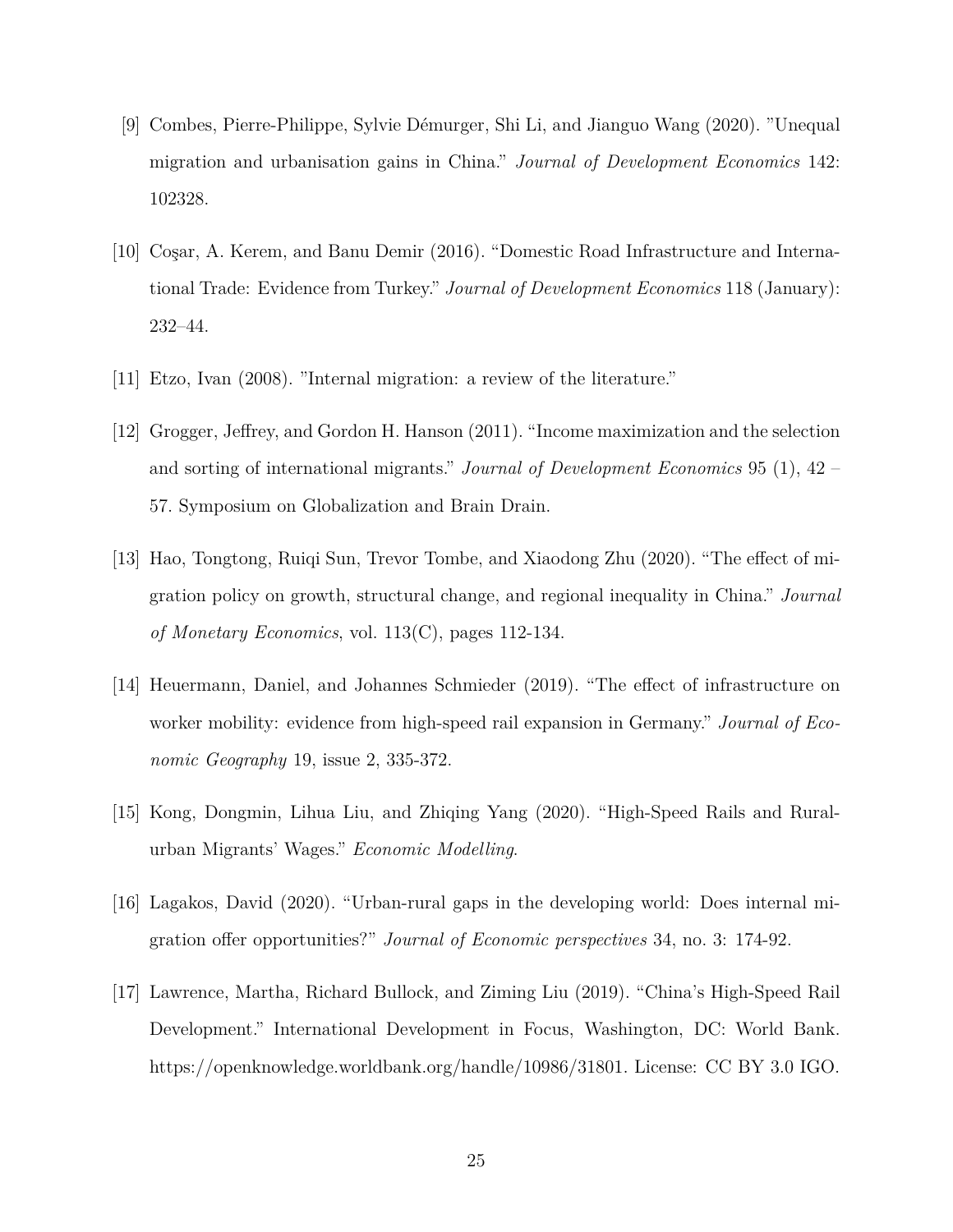[9] Combes, Pierre-Philippe, Sylvie Démurger, Shi Li, and Jianguo Wang (2020). ”Unequal migration and urbanisation gains in China.” *Journal of Development Economics* 142: 102328.

[10] Coşar, A. Kerem, and Banu Demir (2016). “Domestic Road Infrastructure and International Trade: Evidence from Turkey.” *Journal of Development Economics* 118 (January): 232–44.

[11] Etzo, Ivan (2008). ”Internal migration: a review of the literature.”

[12] Grogger, Jeffrey, and Gordon H. Hanson (2011). “Income maximization and the selection and sorting of international migrants.” *Journal of Development Economics* 95 (1), 42 – 57. Symposium on Globalization and Brain Drain.

[13] Hao, Tongtong, Ruiqi Sun, Trevor Tombe, and Xiaodong Zhu (2020). “The effect of migration policy on growth, structural change, and regional inequality in China.” *Journal of Monetary Economics*, vol. 113(C), pages 112-134.

[14] Heuermann, Daniel, and Johannes Schmieder (2019). “The effect of infrastructure on worker mobility: evidence from high-speed rail expansion in Germany.” *Journal of Economic Geography* 19, issue 2, 335-372.

[15] Kong, Dongmin, Lihua Liu, and Zhiqing Yang (2020). “High-Speed Rails and Rural-urban Migrants’ Wages.” *Economic Modelling*.

[16] Lagakos, David (2020). “Urban-rural gaps in the developing world: Does internal migration offer opportunities?” *Journal of Economic perspectives* 34, no. 3: 174-92.

[17] Lawrence, Martha, Richard Bullock, and Ziming Liu (2019). “China’s High-Speed Rail Development.” International Development in Focus, Washington, DC: World Bank. https://openknowledge.worldbank.org/handle/10986/31801. License: CC BY 3.0 IGO.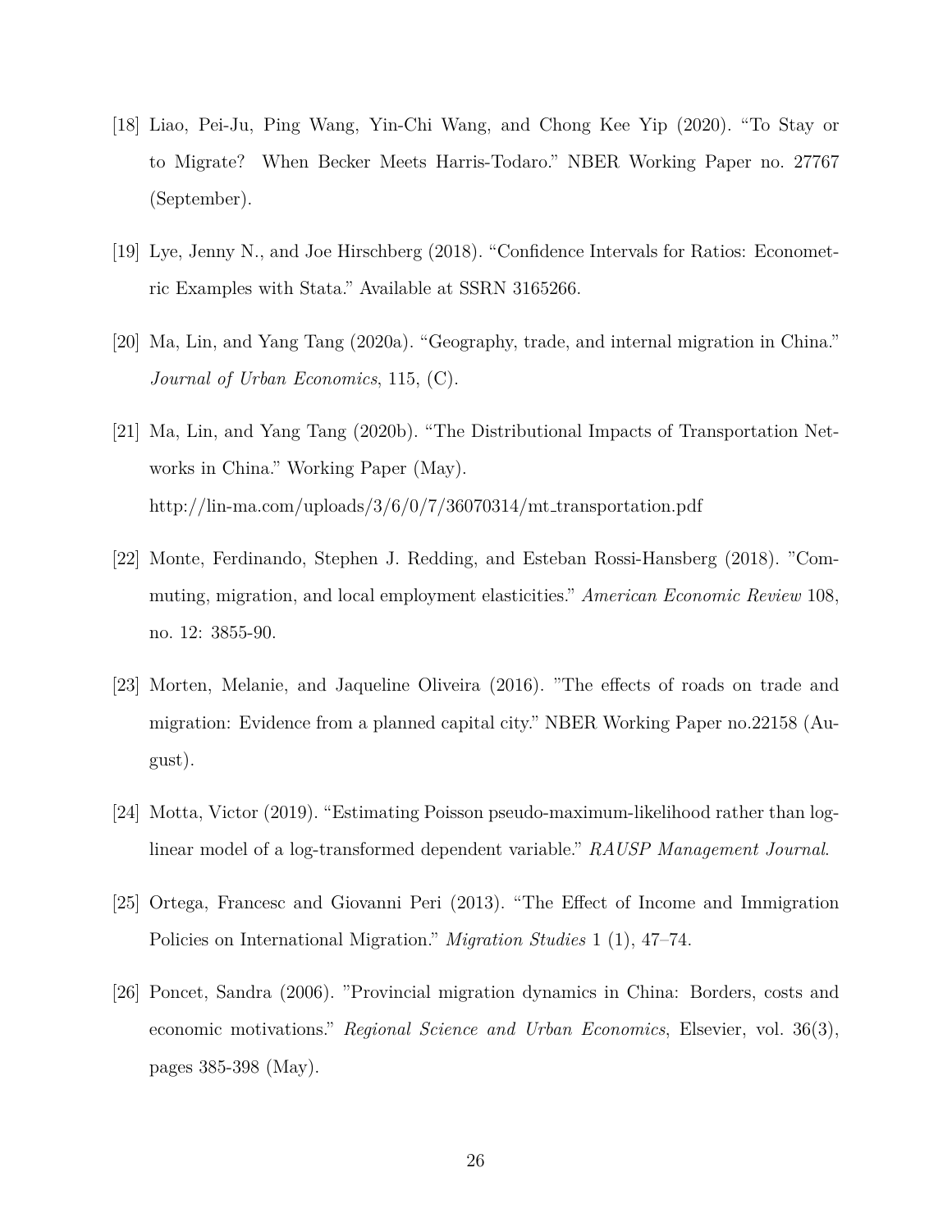[18] Liao, Pei-Ju, Ping Wang, Yin-Chi Wang, and Chong Kee Yip (2020). "To Stay or to Migrate? When Becker Meets Harris-Todaro." NBER Working Paper no. 27767 (September).

[19] Lye, Jenny N., and Joe Hirschberg (2018). "Confidence Intervals for Ratios: Econometric Examples with Stata." Available at SSRN 3165266.

[20] Ma, Lin, and Yang Tang (2020a). "Geography, trade, and internal migration in China." *Journal of Urban Economics*, 115, (C).

[21] Ma, Lin, and Yang Tang (2020b). "The Distributional Impacts of Transportation Networks in China." Working Paper (May).
http://lin-ma.com/uploads/3/6/0/7/36070314/mt_transportation.pdf

[22] Monte, Ferdinando, Stephen J. Redding, and Esteban Rossi-Hansberg (2018). "Commuting, migration, and local employment elasticities." *American Economic Review* 108, no. 12: 3855-90.

[23] Morten, Melanie, and Jaqueline Oliveira (2016). "The effects of roads on trade and migration: Evidence from a planned capital city." NBER Working Paper no.22158 (August).

[24] Motta, Victor (2019). "Estimating Poisson pseudo-maximum-likelihood rather than log-linear model of a log-transformed dependent variable." *RAUSP Management Journal*.

[25] Ortega, Francesc and Giovanni Peri (2013). "The Effect of Income and Immigration Policies on International Migration." *Migration Studies* 1 (1), 47–74.

[26] Poncet, Sandra (2006). "Provincial migration dynamics in China: Borders, costs and economic motivations." *Regional Science and Urban Economics*, Elsevier, vol. 36(3), pages 385-398 (May).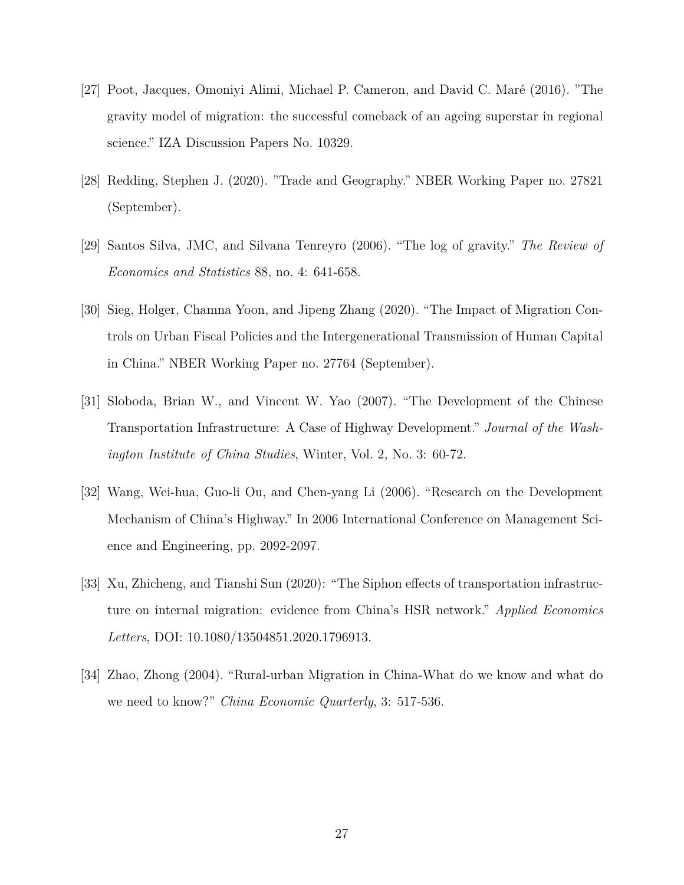[27] Poot, Jacques, Omoniyi Alimi, Michael P. Cameron, and David C. Maré (2016). "The gravity model of migration: the successful comeback of an ageing superstar in regional science." IZA Discussion Papers No. 10329.

[28] Redding, Stephen J. (2020). "Trade and Geography." NBER Working Paper no. 27821 (September).

[29] Santos Silva, JMC, and Silvana Tenreyro (2006). "The log of gravity." *The Review of Economics and Statistics* 88, no. 4: 641-658.

[30] Sieg, Holger, Chamna Yoon, and Jipeng Zhang (2020). "The Impact of Migration Controls on Urban Fiscal Policies and the Intergenerational Transmission of Human Capital in China." NBER Working Paper no. 27764 (September).

[31] Sloboda, Brian W., and Vincent W. Yao (2007). "The Development of the Chinese Transportation Infrastructure: A Case of Highway Development." *Journal of the Washington Institute of China Studies*, Winter, Vol. 2, No. 3: 60-72.

[32] Wang, Wei-hua, Guo-li Ou, and Chen-yang Li (2006). "Research on the Development Mechanism of China's Highway." In 2006 International Conference on Management Science and Engineering, pp. 2092-2097.

[33] Xu, Zhicheng, and Tianshi Sun (2020): "The Siphon effects of transportation infrastructure on internal migration: evidence from China's HSR network." *Applied Economics Letters*, DOI: 10.1080/13504851.2020.1796913.

[34] Zhao, Zhong (2004). "Rural-urban Migration in China-What do we know and what do we need to know?" *China Economic Quarterly*, 3: 517-536.